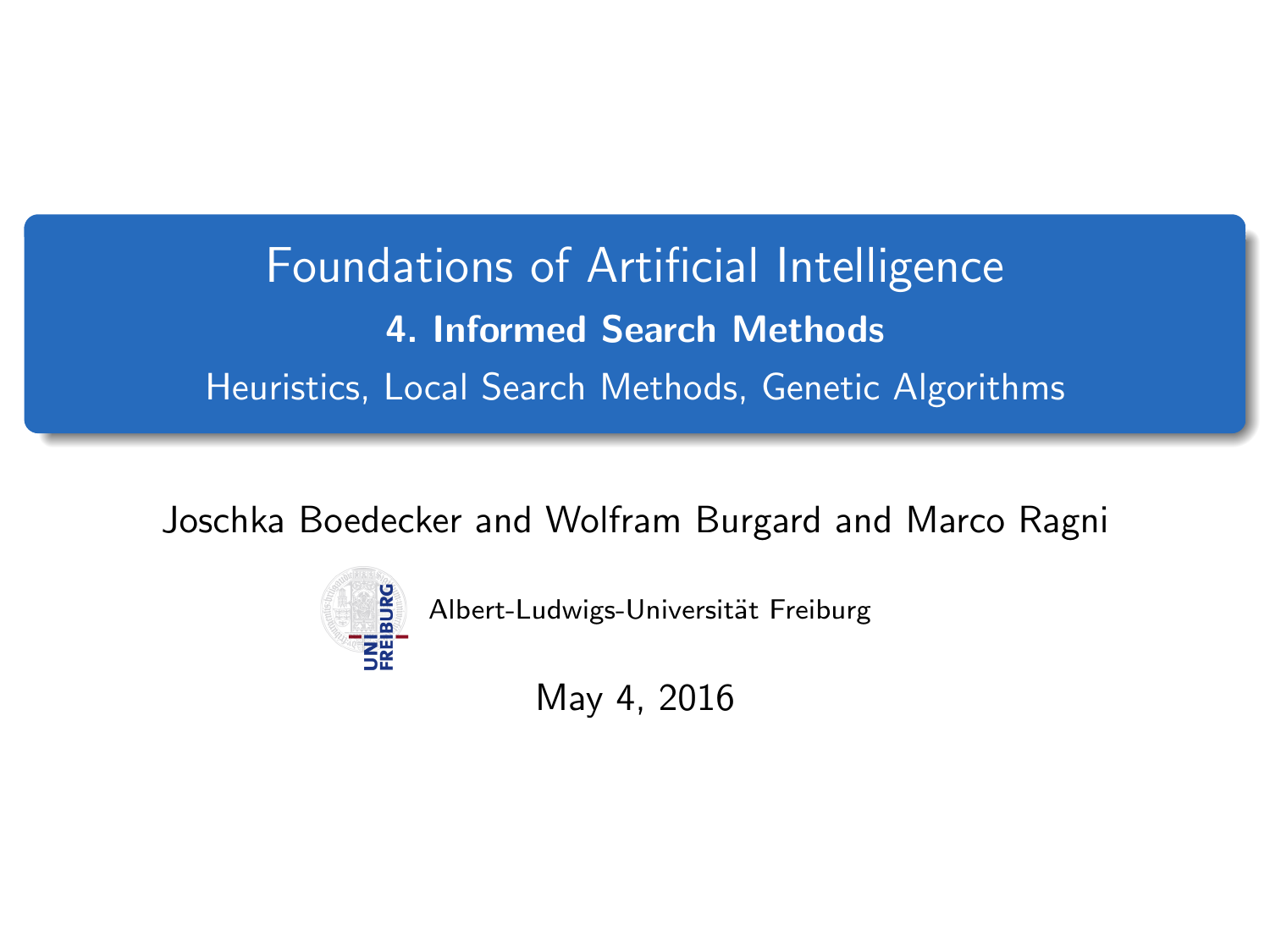# Foundations of Artificial Intelligence

## 4. Informed Search Methods

Heuristics, Local Search Methods, Genetic Algorithms

Joschka Boedecker and Wolfram Burgard and Marco Ragni

Albert-Ludwigs-Universität Freiburg

May 4, 2016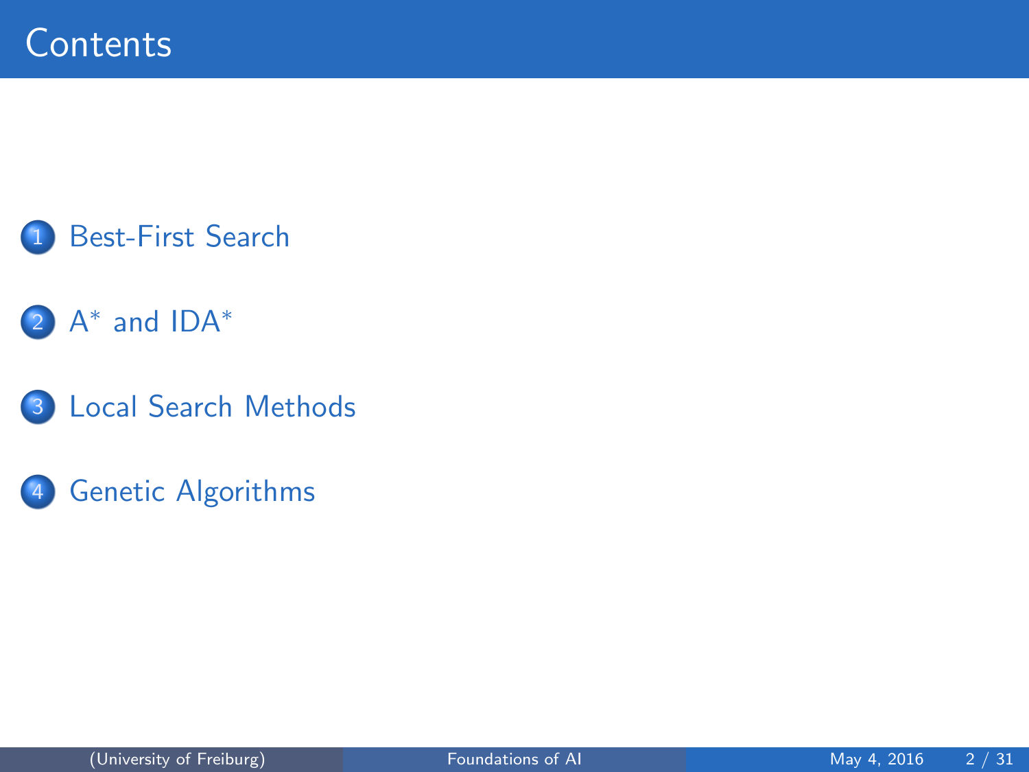# Contents

1. Best-First Search
2. $A^*$ and $IDA^*$
3. Local Search Methods
4. Genetic Algorithms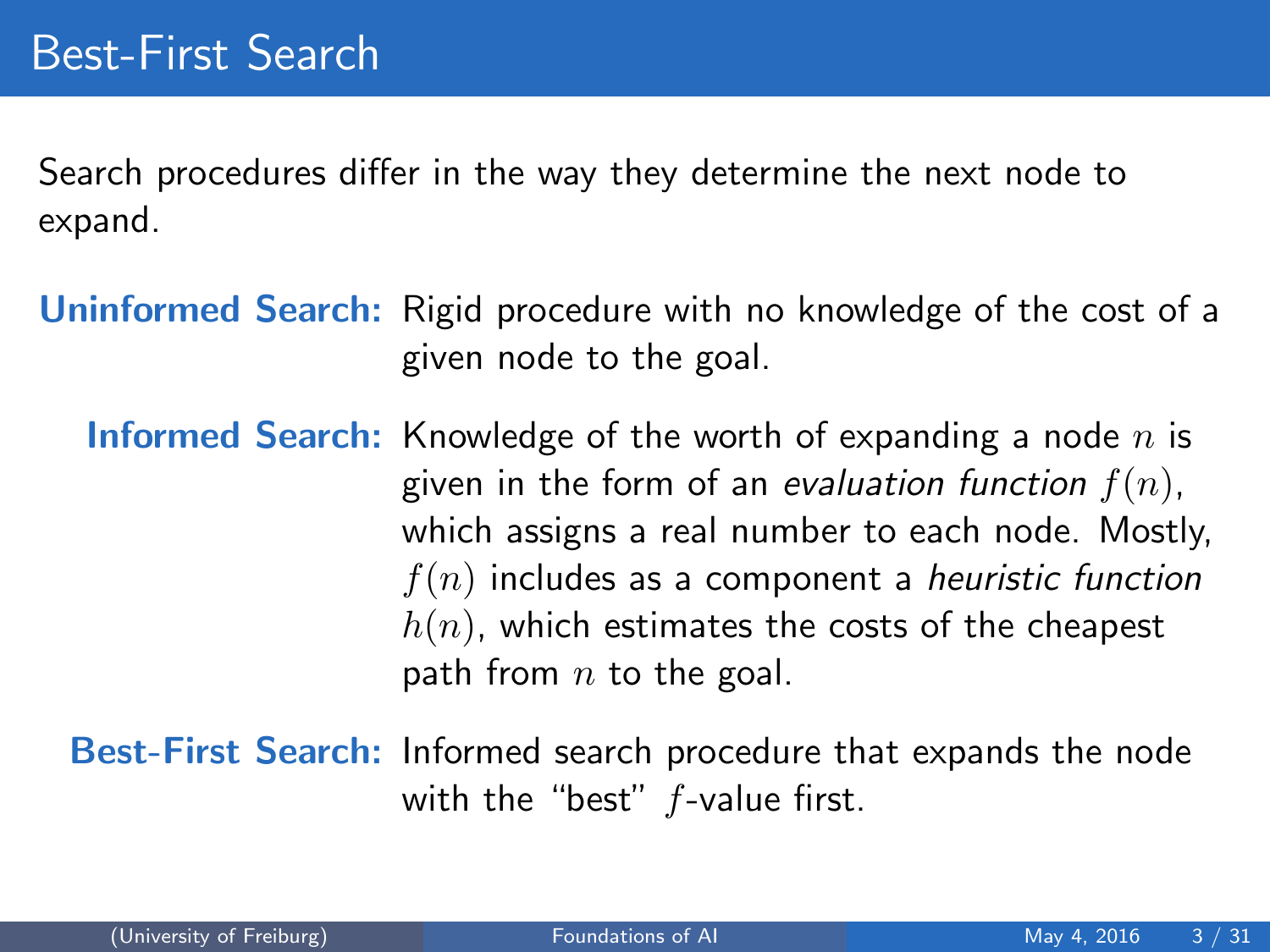# Best-First Search

Search procedures differ in the way they determine the next node to expand.

**Uninformed Search:** Rigid procedure with no knowledge of the cost of a given node to the goal.

**Informed Search:** Knowledge of the worth of expanding a node $n$ is given in the form of an *evaluation function* $f(n)$, which assigns a real number to each node. Mostly, $f(n)$ includes as a component a *heuristic function* $h(n)$, which estimates the costs of the cheapest path from $n$ to the goal.

**Best-First Search:** Informed search procedure that expands the node with the "best" $f$-value first.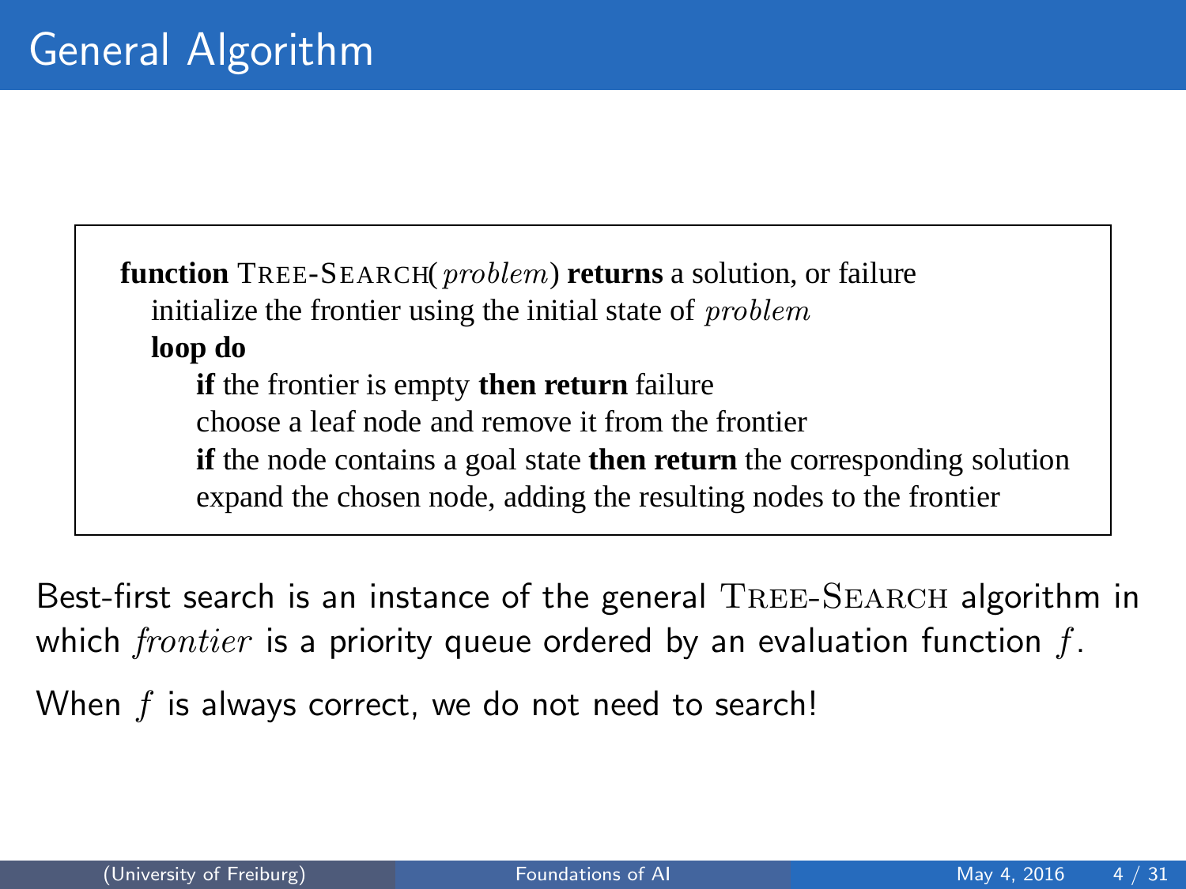# General Algorithm

```
function TREE-SEARCH(problem) returns a solution, or failure
    initialize the frontier using the initial state of problem
    loop do
        if the frontier is empty then return failure
        choose a leaf node and remove it from the frontier
        if the node contains a goal state then return the corresponding solution
        expand the chosen node, adding the resulting nodes to the frontier
```

Best-first search is an instance of the general TREE-SEARCH algorithm in which *frontier* is a priority queue ordered by an evaluation function $f$.

When $f$ is always correct, we do not need to search!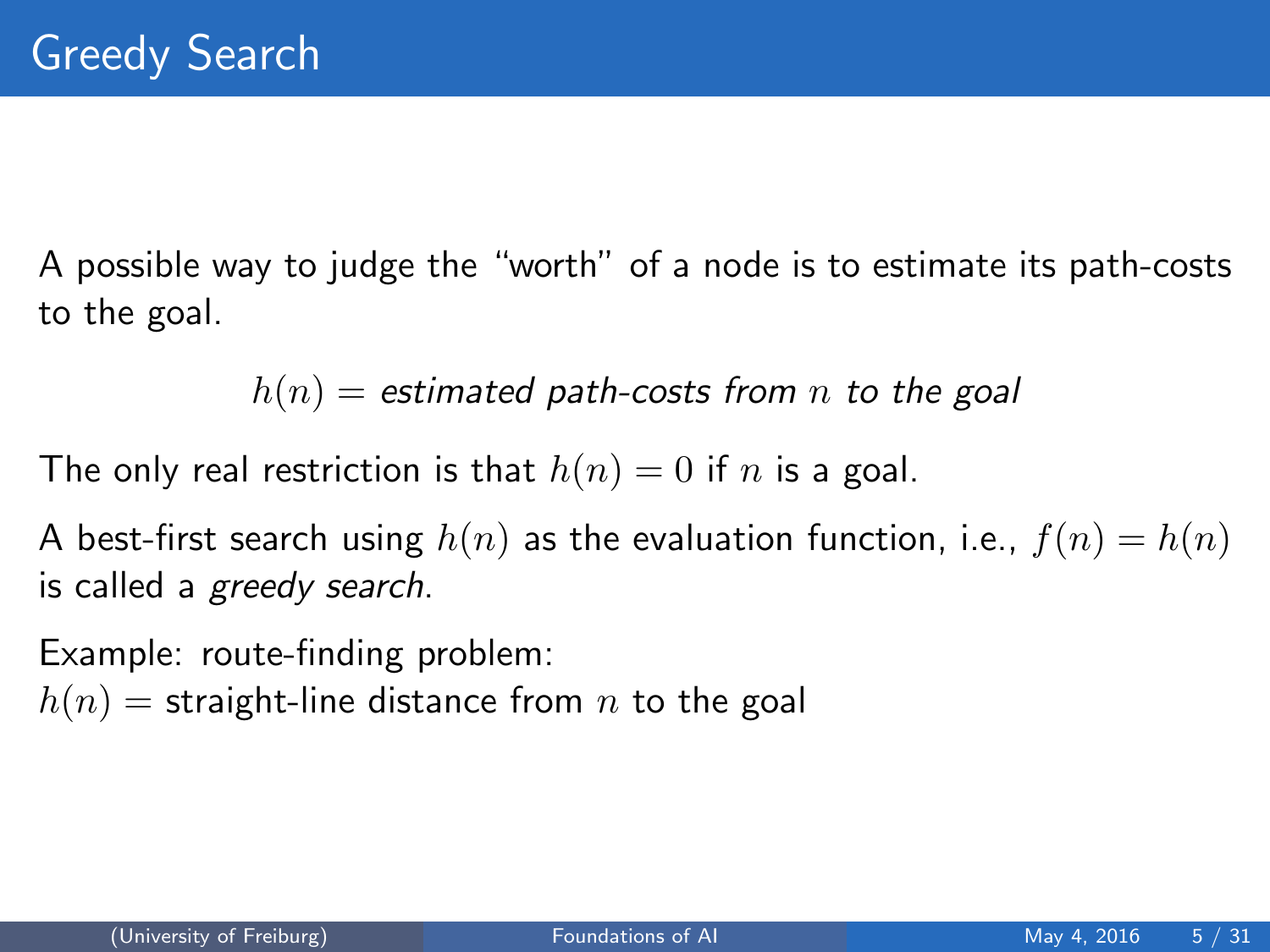# Greedy Search

A possible way to judge the "worth" of a node is to estimate its path-costs to the goal.

$$h(n) = \textit{estimated path-costs from } n \textit{ to the goal}$$

The only real restriction is that $h(n) = 0$ if $n$ is a goal.

A best-first search using $h(n)$ as the evaluation function, i.e., $f(n) = h(n)$ is called a *greedy search*.

Example: route-finding problem:
$h(n) =$ straight-line distance from $n$ to the goal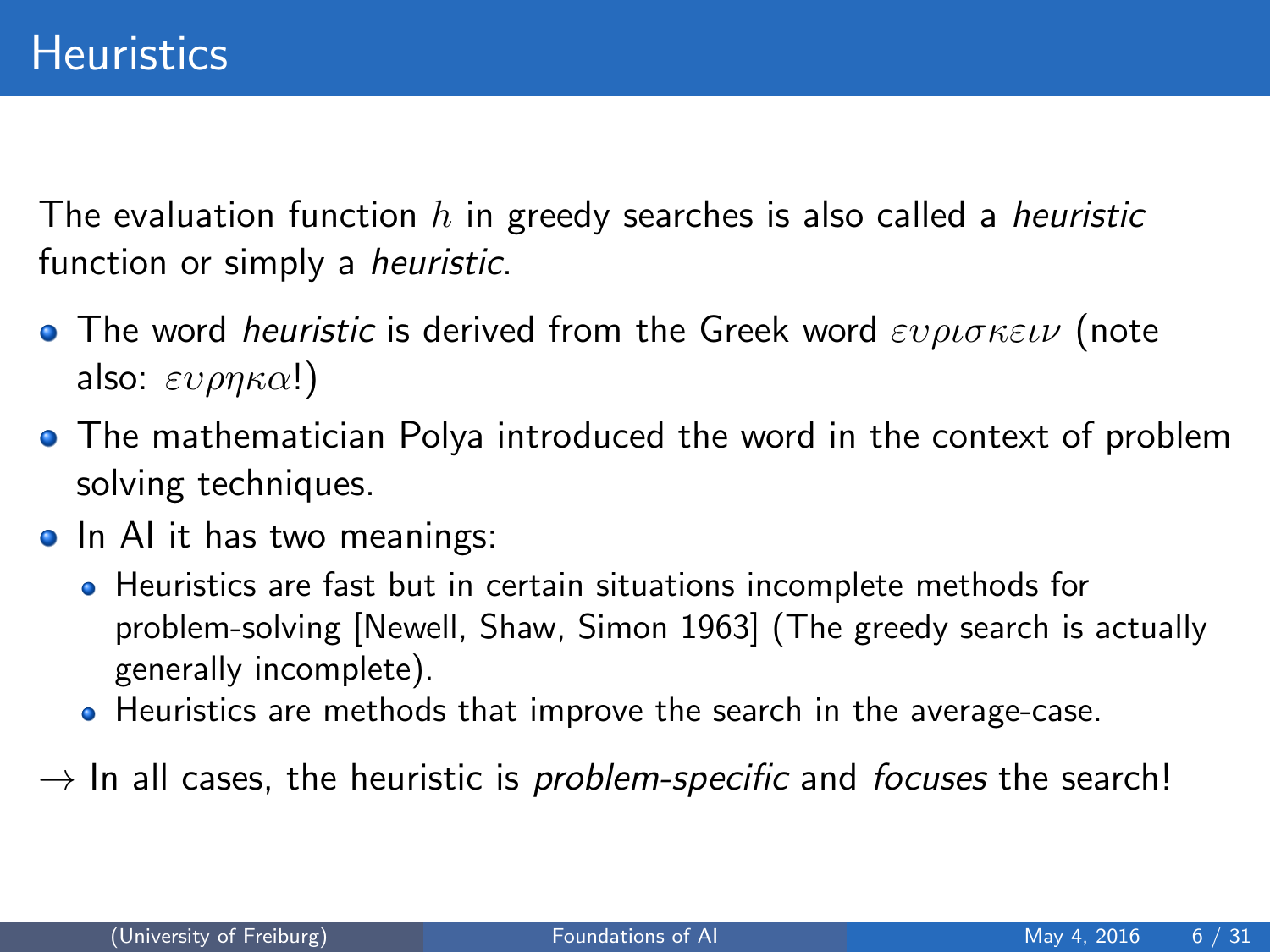# Heuristics

The evaluation function $h$ in greedy searches is also called a *heuristic* function or simply a *heuristic*.

- The word *heuristic* is derived from the Greek word $\varepsilon\upsilon\rho\iota\sigma\kappa\varepsilon\iota\nu$ (note also: $\varepsilon\upsilon\rho\eta\kappa\alpha$!)
- The mathematician Polya introduced the word in the context of problem solving techniques.
- In AI it has two meanings:
  - Heuristics are fast but in certain situations incomplete methods for problem-solving [Newell, Shaw, Simon 1963] (The greedy search is actually generally incomplete).
  - Heuristics are methods that improve the search in the average-case.

→ In all cases, the heuristic is *problem-specific* and *focuses* the search!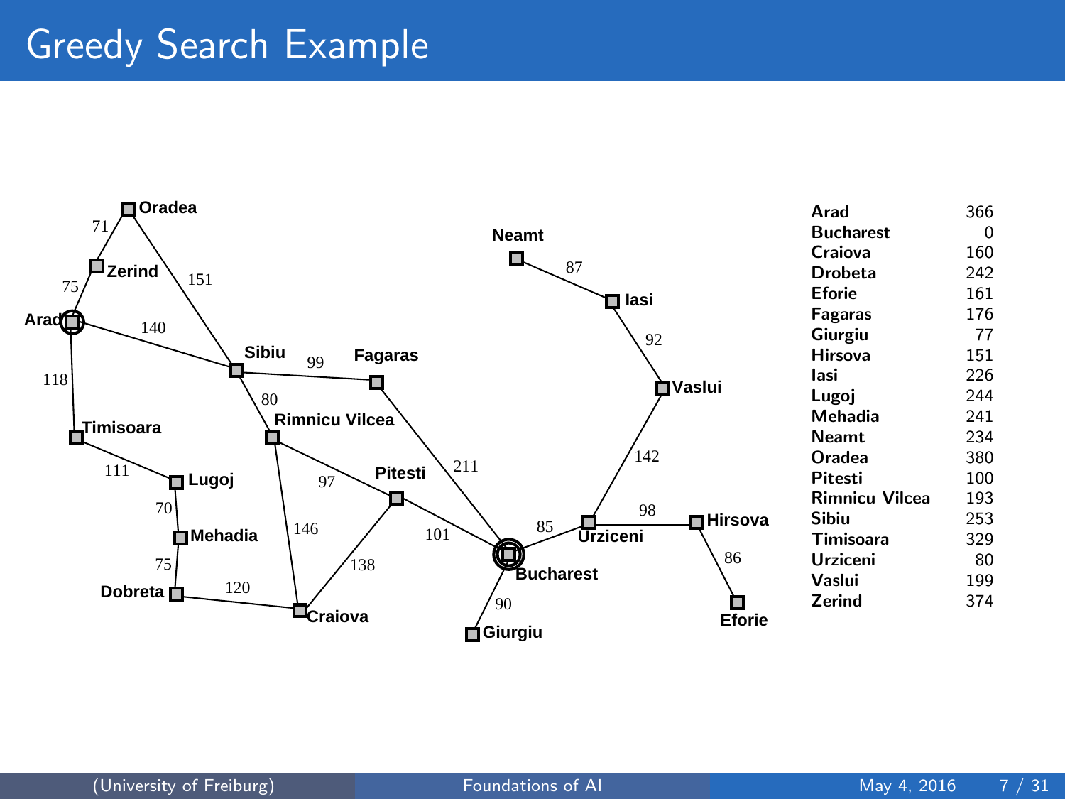# Greedy Search Example

| | |
|---|---|
| Arad | 366 |
| Bucharest | 0 |
| Craiova | 160 |
| Drobeta | 242 |
| Eforie | 161 |
| Fagaras | 176 |
| Giurgiu | 77 |
| Hirsova | 151 |
| Iasi | 226 |
| Lugoj | 244 |
| Mehadia | 241 |
| Neamt | 234 |
| Oradea | 380 |
| Pitesti | 100 |
| Rimnicu Vilcea | 193 |
| Sibiu | 253 |
| Timisoara | 329 |
| Urziceni | 80 |
| Vaslui | 199 |
| Zerind | 374 |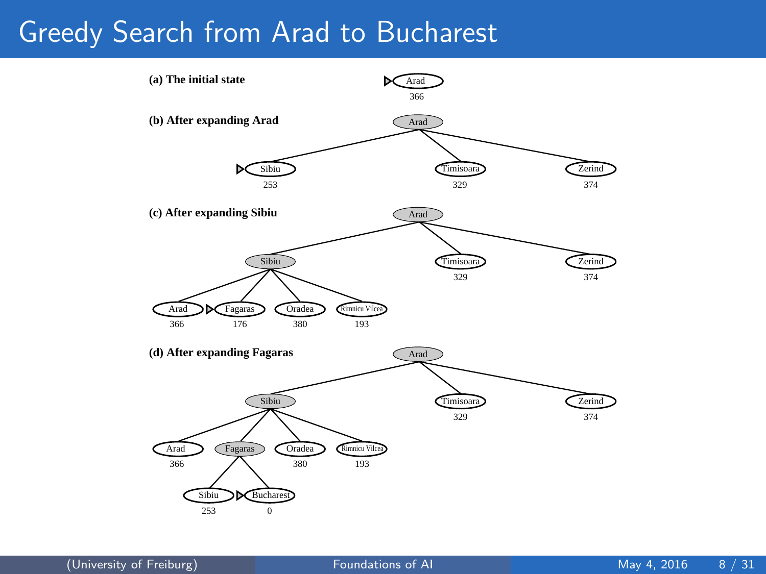# Greedy Search from Arad to Bucharest

**(a) The initial state**

Arad
366

**(b) After expanding Arad**

Arad

Sibiu 253 | Timisoara 329 | Zerind 374

**(c) After expanding Sibiu**

Arad

Sibiu | Timisoara 329 | Zerind 374

Arad 366 | Fagaras 176 | Oradea 380 | Rimnicu Vilcea 193

**(d) After expanding Fagaras**

Arad

Sibiu | Timisoara 329 | Zerind 374

Arad 366 | Fagaras | Oradea 380 | Rimnicu Vilcea 193

Sibiu 253 | Bucharest 0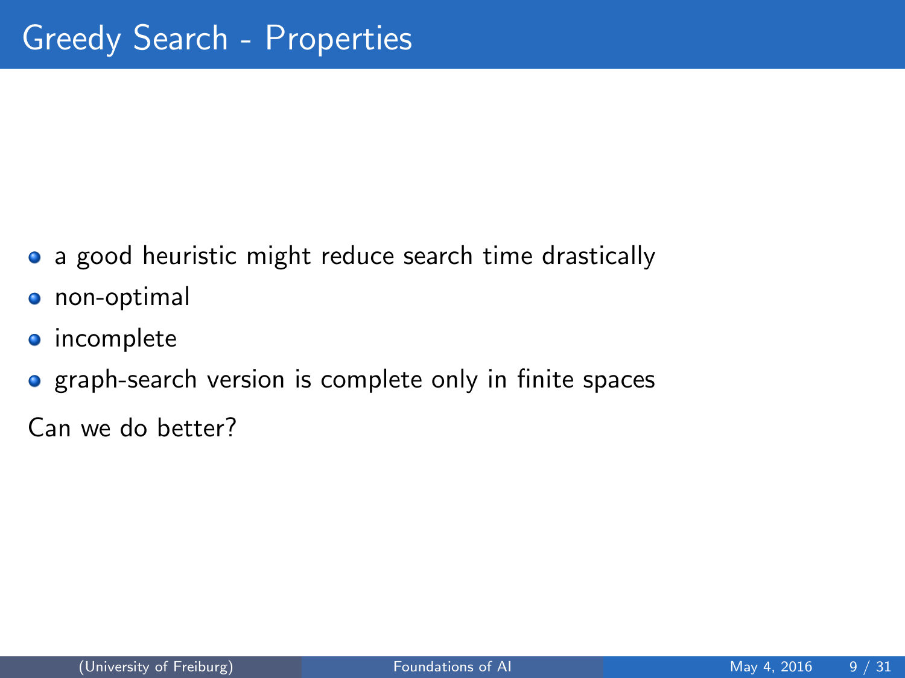# Greedy Search - Properties

- a good heuristic might reduce search time drastically
- non-optimal
- incomplete
- graph-search version is complete only in finite spaces

Can we do better?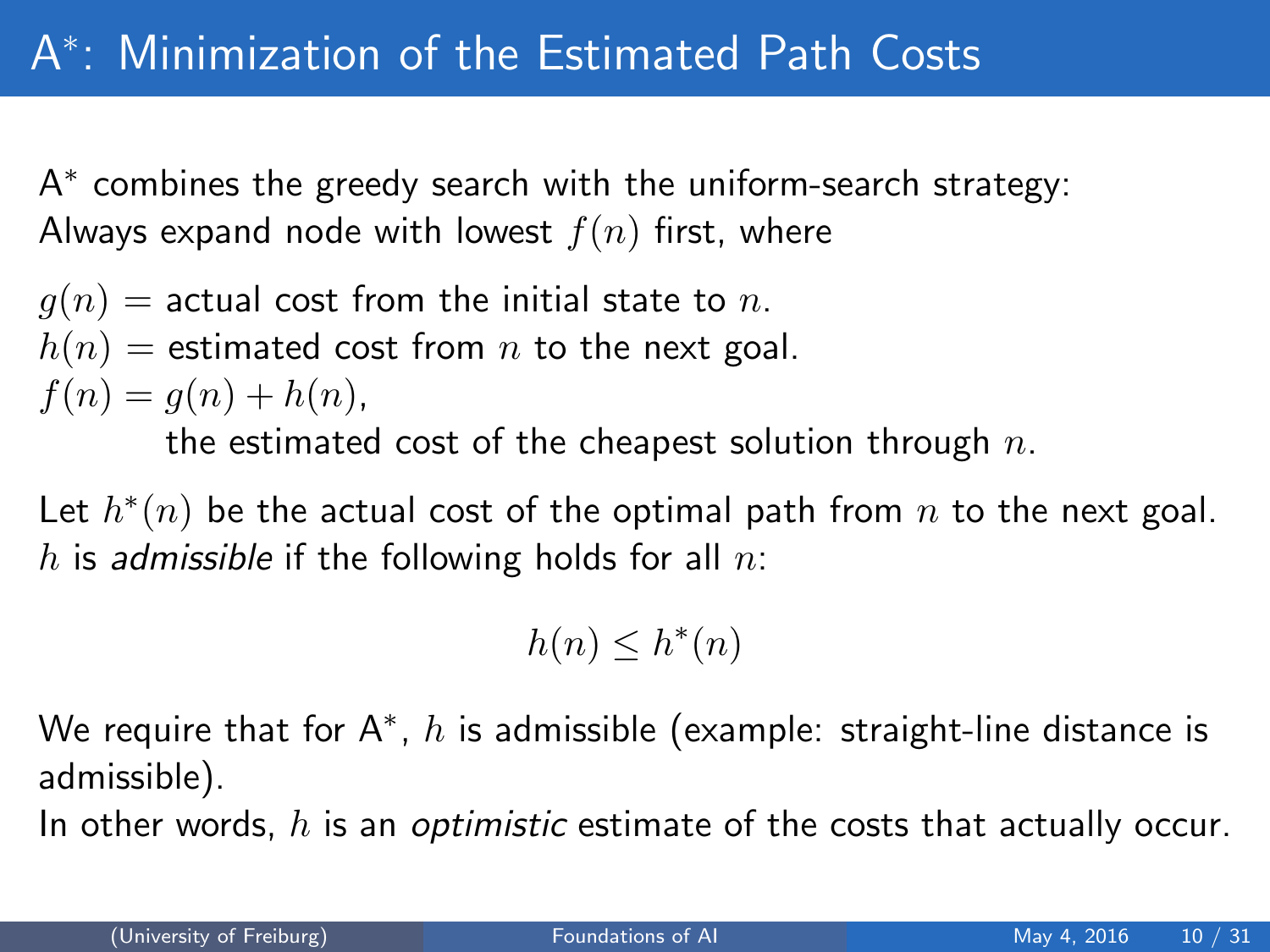# $A^*$: Minimization of the Estimated Path Costs

$A^*$ combines the greedy search with the uniform-search strategy:
Always expand node with lowest $f(n)$ first, where

$g(n) =$ actual cost from the initial state to $n$.
$h(n) =$ estimated cost from $n$ to the next goal.
$f(n) = g(n) + h(n)$,
the estimated cost of the cheapest solution through $n$.

Let $h^*(n)$ be the actual cost of the optimal path from $n$ to the next goal.
$h$ is *admissible* if the following holds for all $n$:

$$h(n) \leq h^*(n)$$

We require that for $A^*$, $h$ is admissible (example: straight-line distance is admissible).
In other words, $h$ is an *optimistic* estimate of the costs that actually occur.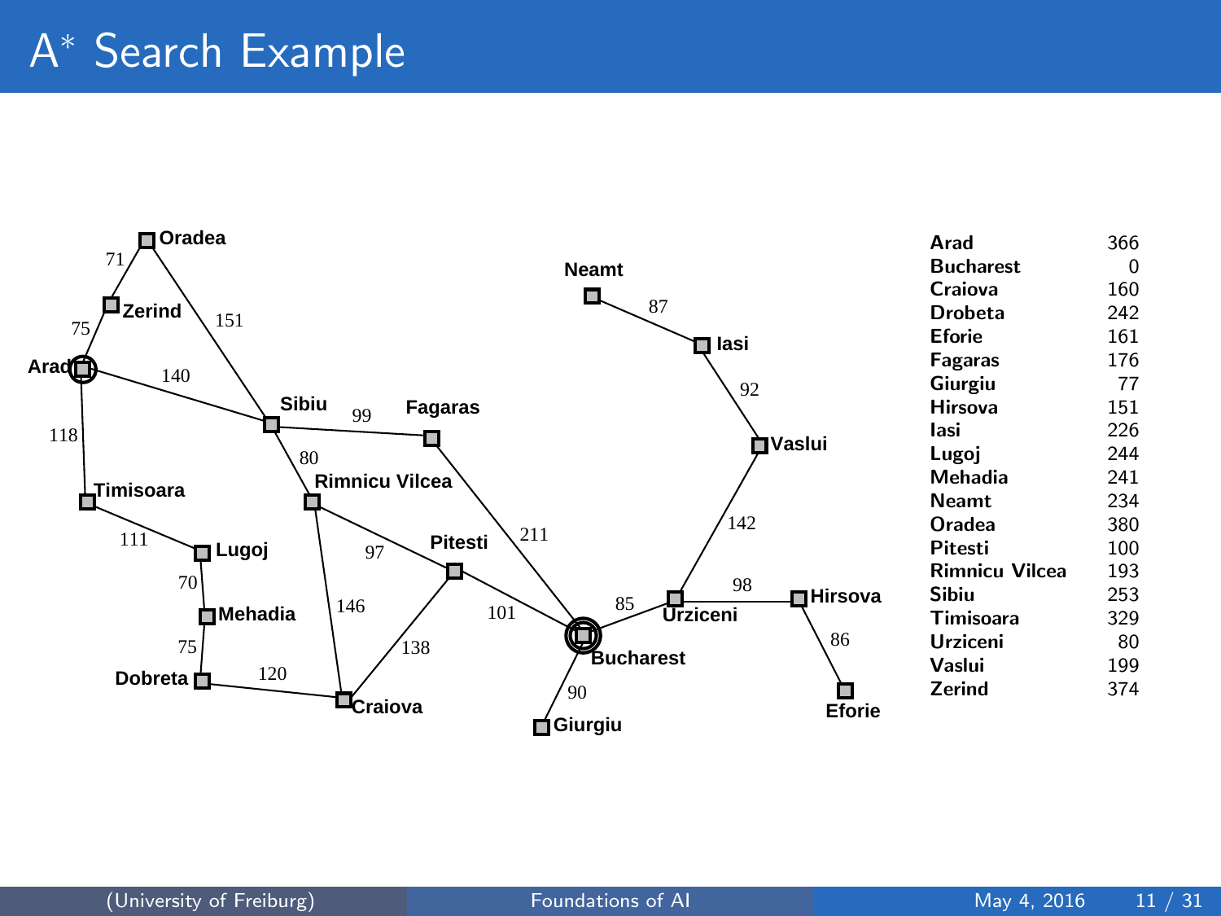# A* Search Example

| | |
|---|---|
| **Arad** | 366 |
| **Bucharest** | 0 |
| **Craiova** | 160 |
| **Drobeta** | 242 |
| **Eforie** | 161 |
| **Fagaras** | 176 |
| **Giurgiu** | 77 |
| **Hirsova** | 151 |
| **Iasi** | 226 |
| **Lugoj** | 244 |
| **Mehadia** | 241 |
| **Neamt** | 234 |
| **Oradea** | 380 |
| **Pitesti** | 100 |
| **Rimnicu Vilcea** | 193 |
| **Sibiu** | 253 |
| **Timisoara** | 329 |
| **Urziceni** | 80 |
| **Vaslui** | 199 |
| **Zerind** | 374 |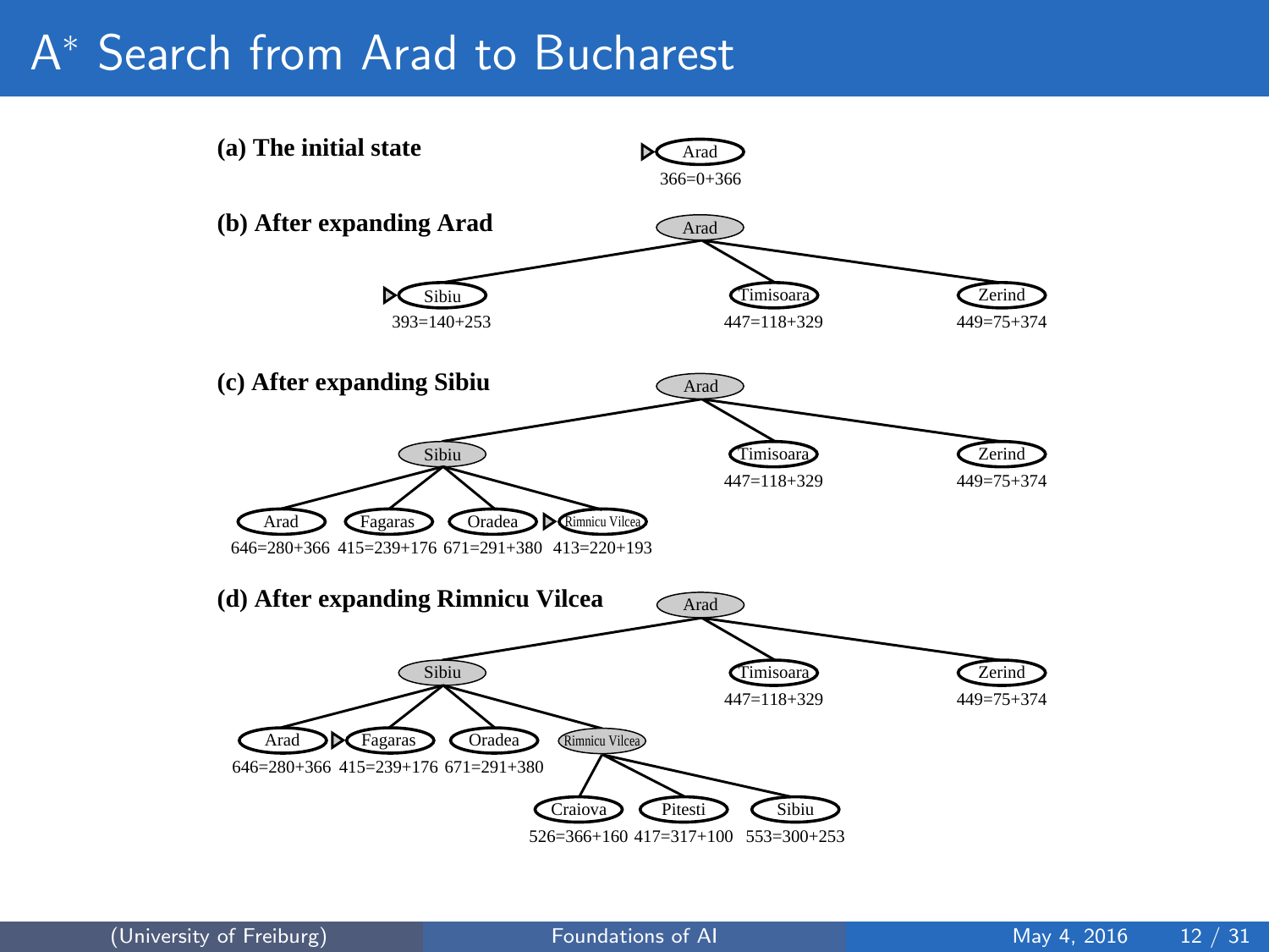# A* Search from Arad to Bucharest

**(a) The initial state**

Arad
366=0+366

**(b) After expanding Arad**

Arad

- Sibiu — 393=140+253
- Timisoara — 447=118+329
- Zerind — 449=75+374

**(c) After expanding Sibiu**

Arad

- Sibiu
  - Arad — 646=280+366
  - Fagaras — 415=239+176
  - Oradea — 671=291+380
  - Rimnicu Vilcea — 413=220+193
- Timisoara — 447=118+329
- Zerind — 449=75+374

**(d) After expanding Rimnicu Vilcea**

Arad

- Sibiu
  - Arad — 646=280+366
  - Fagaras — 415=239+176
  - Oradea — 671=291+380
  - Rimnicu Vilcea
    - Craiova — 526=366+160
    - Pitesti — 417=317+100
    - Sibiu — 553=300+253
- Timisoara — 447=118+329
- Zerind — 449=75+374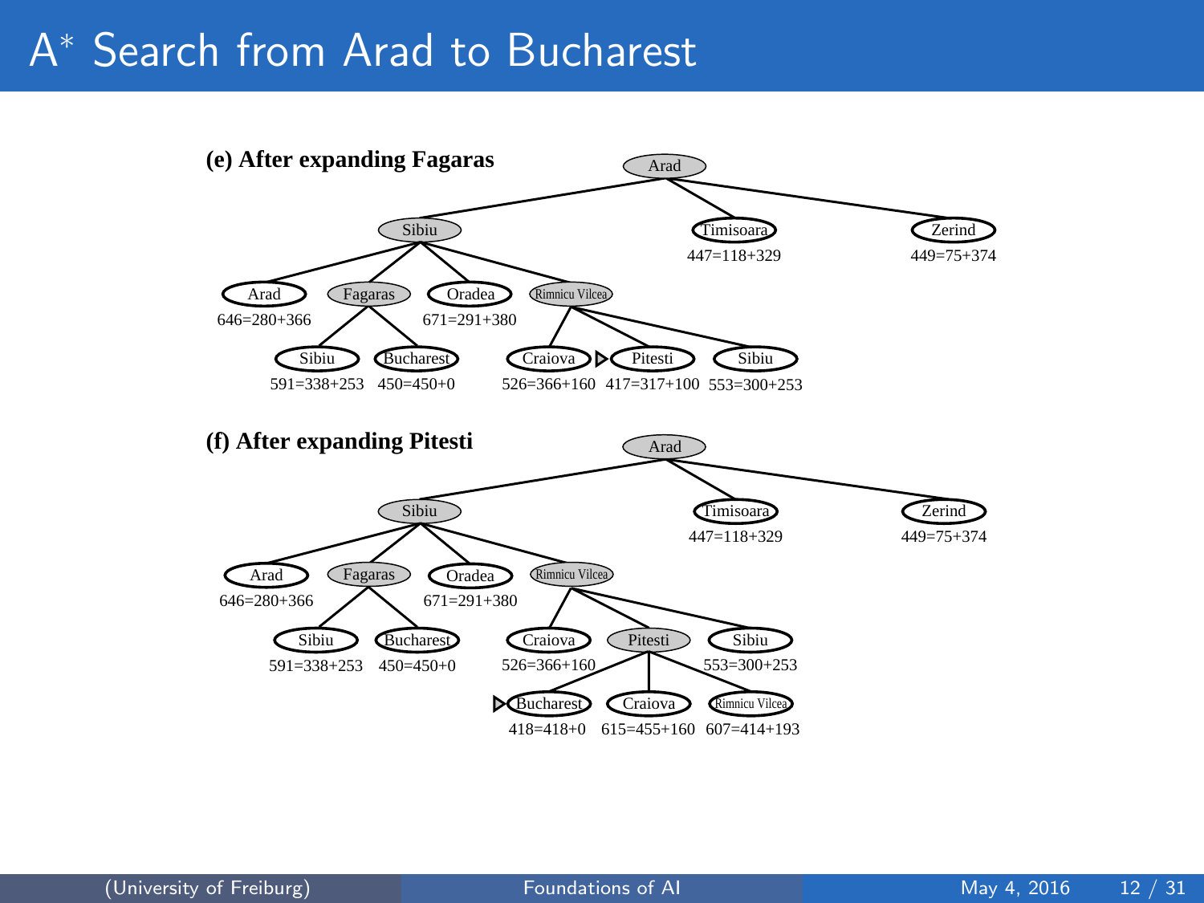# A* Search from Arad to Bucharest

**(e) After expanding Fagaras**

- Arad
  - Sibiu
    - Arad: 646=280+366
    - Fagaras
      - Sibiu: 591=338+253
      - Bucharest: 450=450+0
    - Oradea: 671=291+380
    - Rimnicu Vilcea
      - Craiova: 526=366+160
      - Pitesti: 417=317+100
      - Sibiu: 553=300+253
  - Timisoara: 447=118+329
  - Zerind: 449=75+374

**(f) After expanding Pitesti**

- Arad
  - Sibiu
    - Arad: 646=280+366
    - Fagaras
      - Sibiu: 591=338+253
      - Bucharest: 450=450+0
    - Oradea: 671=291+380
    - Rimnicu Vilcea
      - Craiova: 526=366+160
      - Pitesti
        - Bucharest: 418=418+0
        - Craiova: 615=455+160
        - Rimnicu Vilcea: 607=414+193
      - Sibiu: 553=300+253
  - Timisoara: 447=118+329
  - Zerind: 449=75+374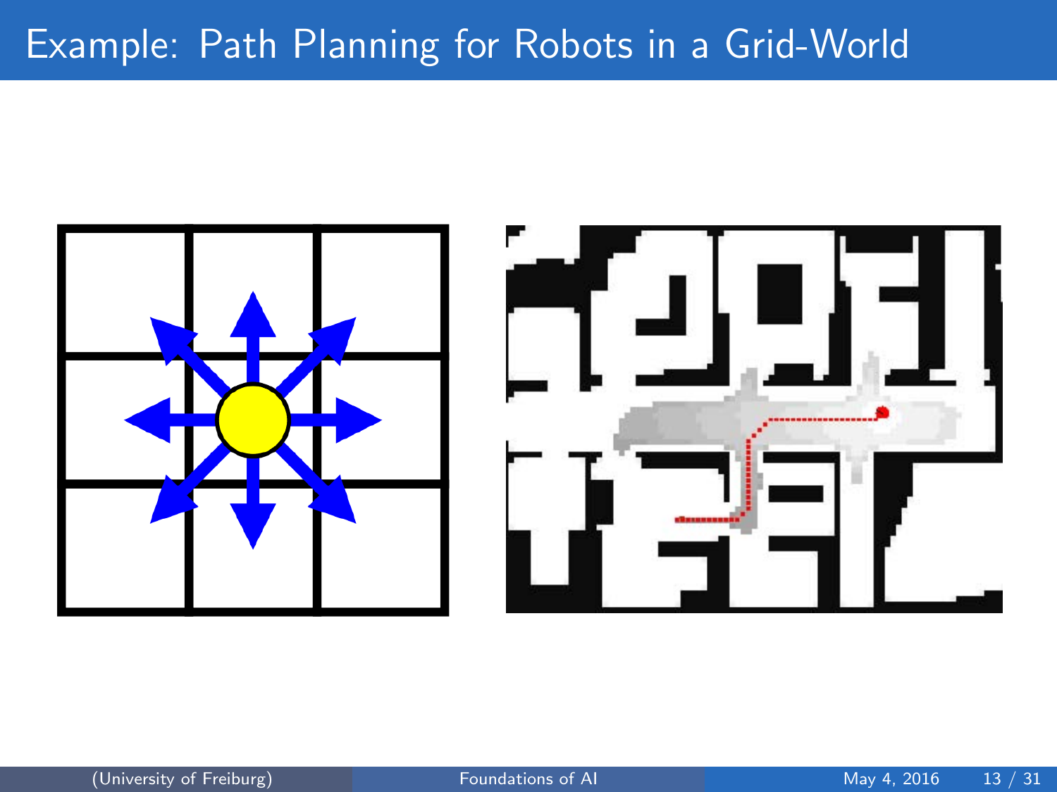# Example: Path Planning for Robots in a Grid-World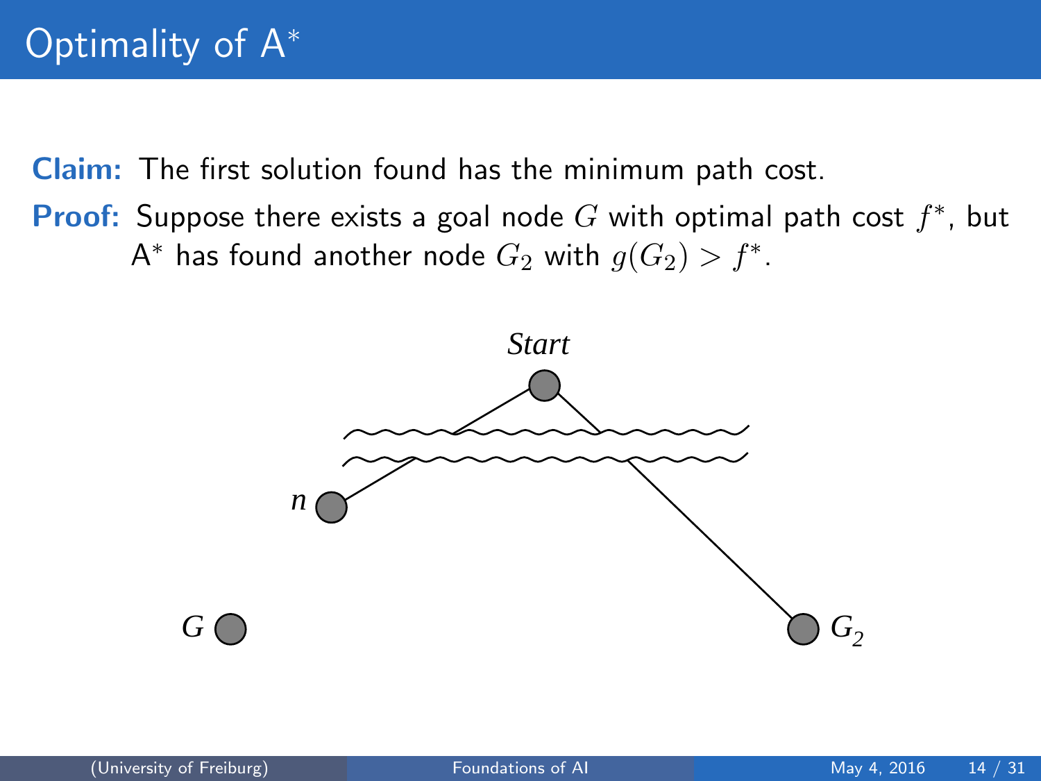# Optimality of A*

**Claim:** The first solution found has the minimum path cost.

**Proof:** Suppose there exists a goal node $G$ with optimal path cost $f^*$, but A* has found another node $G_2$ with $g(G_2) > f^*$.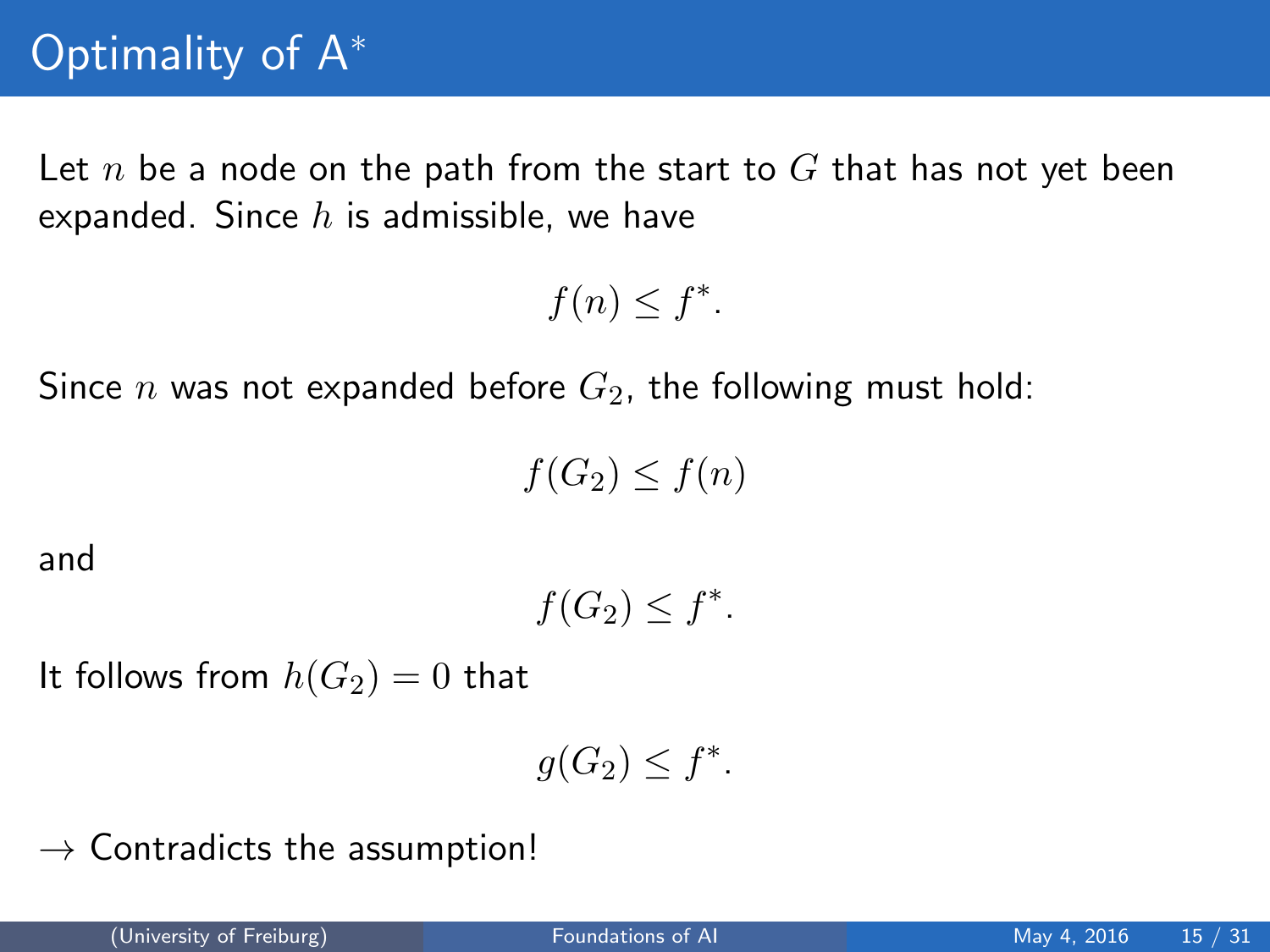# Optimality of A$^*$

Let $n$ be a node on the path from the start to $G$ that has not yet been expanded. Since $h$ is admissible, we have

$$f(n) \leq f^*.$$

Since $n$ was not expanded before $G_2$, the following must hold:

$$f(G_2) \leq f(n)$$

and

$$f(G_2) \leq f^*.$$

It follows from $h(G_2) = 0$ that

$$g(G_2) \leq f^*.$$

$\rightarrow$ Contradicts the assumption!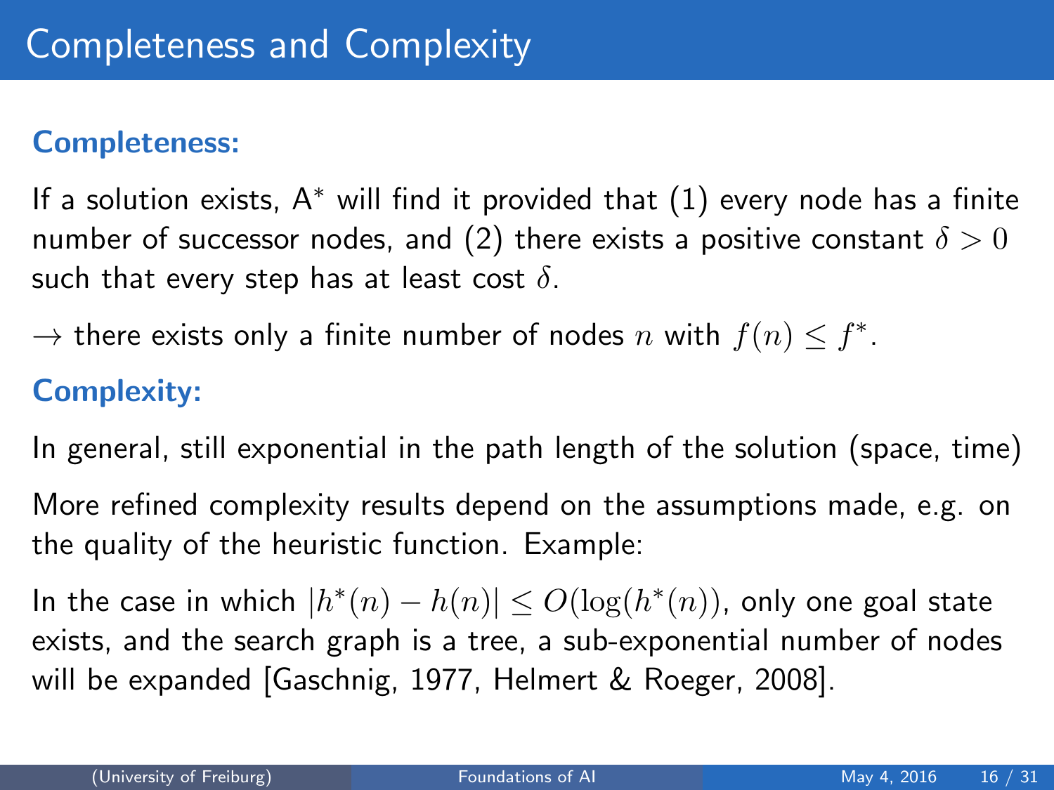# Completeness and Complexity

**Completeness:**

If a solution exists, $A^*$ will find it provided that (1) every node has a finite number of successor nodes, and (2) there exists a positive constant $\delta > 0$ such that every step has at least cost $\delta$.

$\rightarrow$ there exists only a finite number of nodes $n$ with $f(n) \leq f^*$.

**Complexity:**

In general, still exponential in the path length of the solution (space, time)

More refined complexity results depend on the assumptions made, e.g. on the quality of the heuristic function. Example:

In the case in which $|h^*(n) - h(n)| \leq O(\log(h^*(n))$, only one goal state exists, and the search graph is a tree, a sub-exponential number of nodes will be expanded [Gaschnig, 1977, Helmert & Roeger, 2008].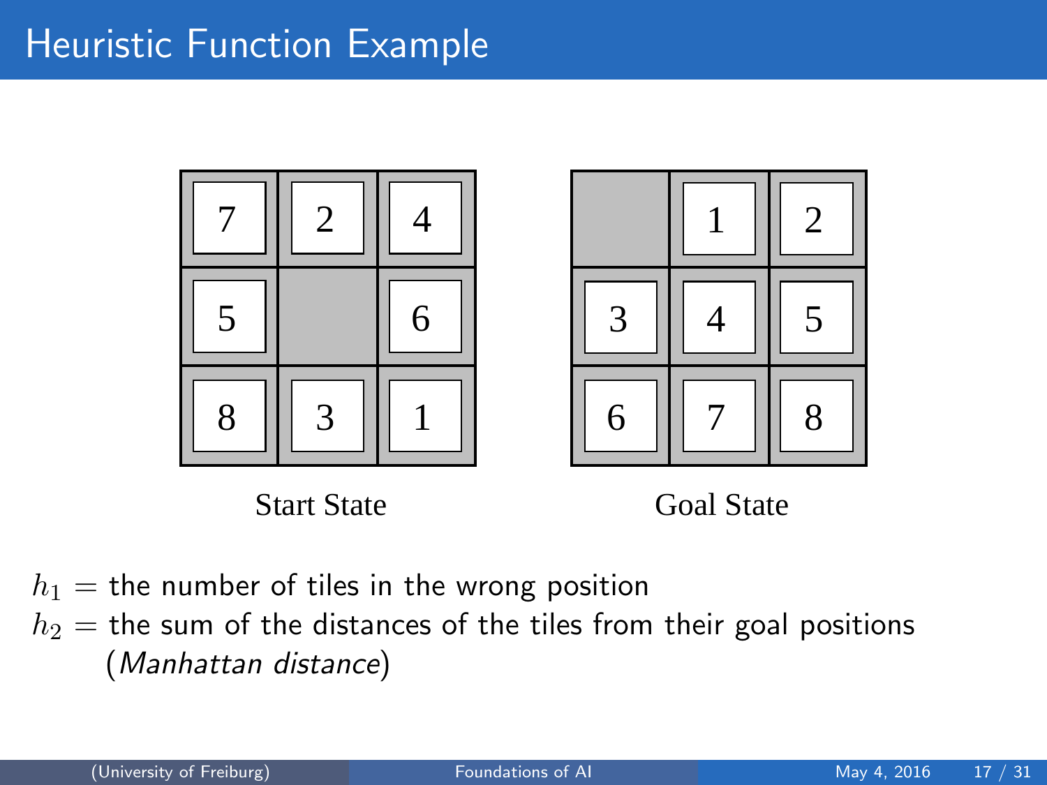# Heuristic Function Example

| 7 | 2 | 4 |
|---|---|---|
| 5 |   | 6 |
| 8 | 3 | 1 |

Start State

|   | 1 | 2 |
|---|---|---|
| 3 | 4 | 5 |
| 6 | 7 | 8 |

Goal State

$h_1 =$ the number of tiles in the wrong position

$h_2 =$ the sum of the distances of the tiles from their goal positions (*Manhattan distance*)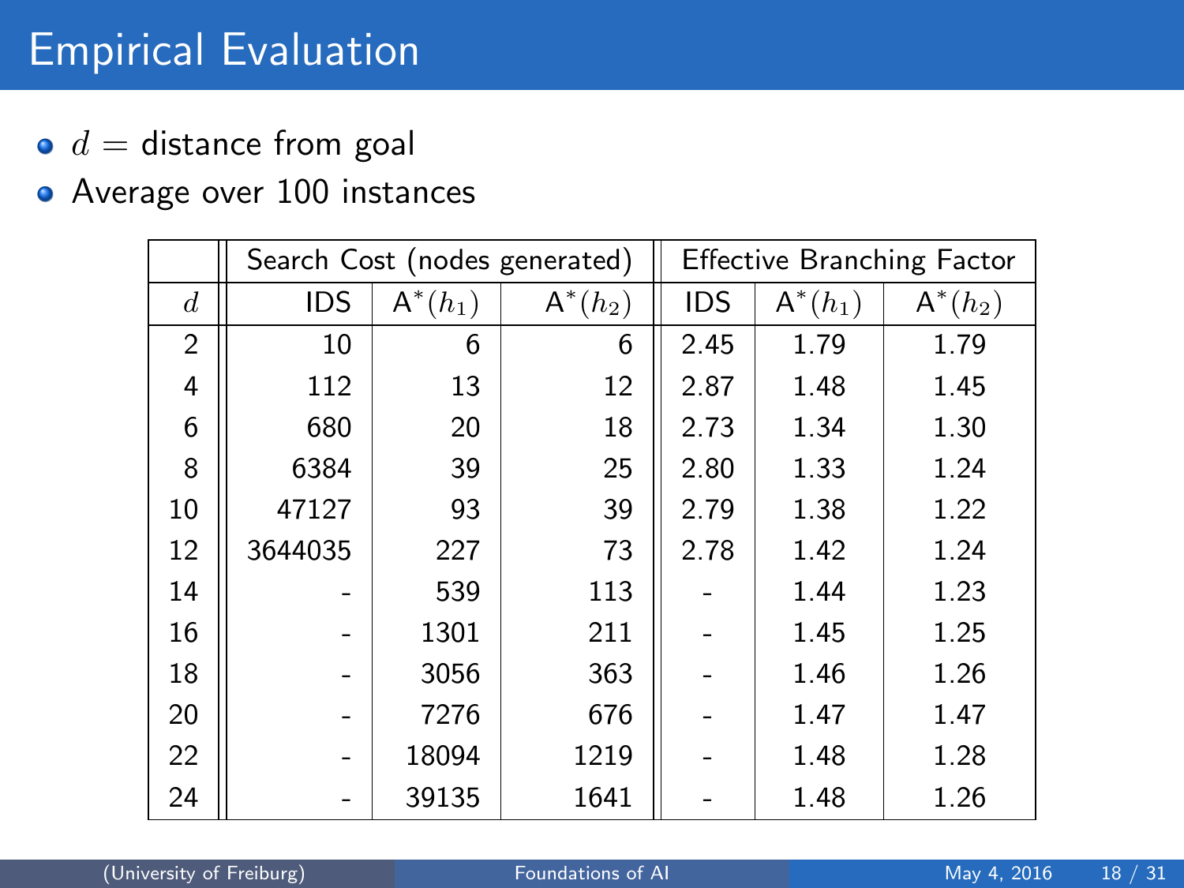# Empirical Evaluation

- $d$ = distance from goal
- Average over 100 instances

| | Search Cost (nodes generated) | | | Effective Branching Factor | | |
|---|---|---|---|---|---|---|
| $d$ | IDS | A*$(h_1)$ | A*$(h_2)$ | IDS | A*$(h_1)$ | A*$(h_2)$ |
| 2 | 10 | 6 | 6 | 2.45 | 1.79 | 1.79 |
| 4 | 112 | 13 | 12 | 2.87 | 1.48 | 1.45 |
| 6 | 680 | 20 | 18 | 2.73 | 1.34 | 1.30 |
| 8 | 6384 | 39 | 25 | 2.80 | 1.33 | 1.24 |
| 10 | 47127 | 93 | 39 | 2.79 | 1.38 | 1.22 |
| 12 | 3644035 | 227 | 73 | 2.78 | 1.42 | 1.24 |
| 14 | - | 539 | 113 | - | 1.44 | 1.23 |
| 16 | - | 1301 | 211 | - | 1.45 | 1.25 |
| 18 | - | 3056 | 363 | - | 1.46 | 1.26 |
| 20 | - | 7276 | 676 | - | 1.47 | 1.47 |
| 22 | - | 18094 | 1219 | - | 1.48 | 1.28 |
| 24 | - | 39135 | 1641 | - | 1.48 | 1.26 |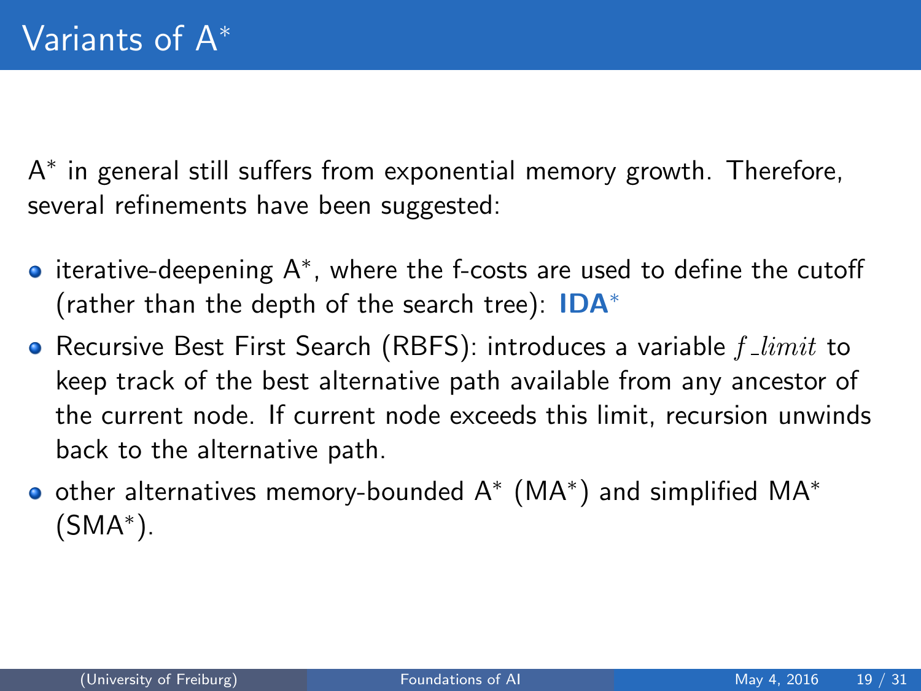# Variants of A*

A* in general still suffers from exponential memory growth. Therefore, several refinements have been suggested:

- iterative-deepening A*, where the f-costs are used to define the cutoff (rather than the depth of the search tree): **IDA***
- Recursive Best First Search (RBFS): introduces a variable $f\_limit$ to keep track of the best alternative path available from any ancestor of the current node. If current node exceeds this limit, recursion unwinds back to the alternative path.
- other alternatives memory-bounded A* (MA*) and simplified MA* (SMA*).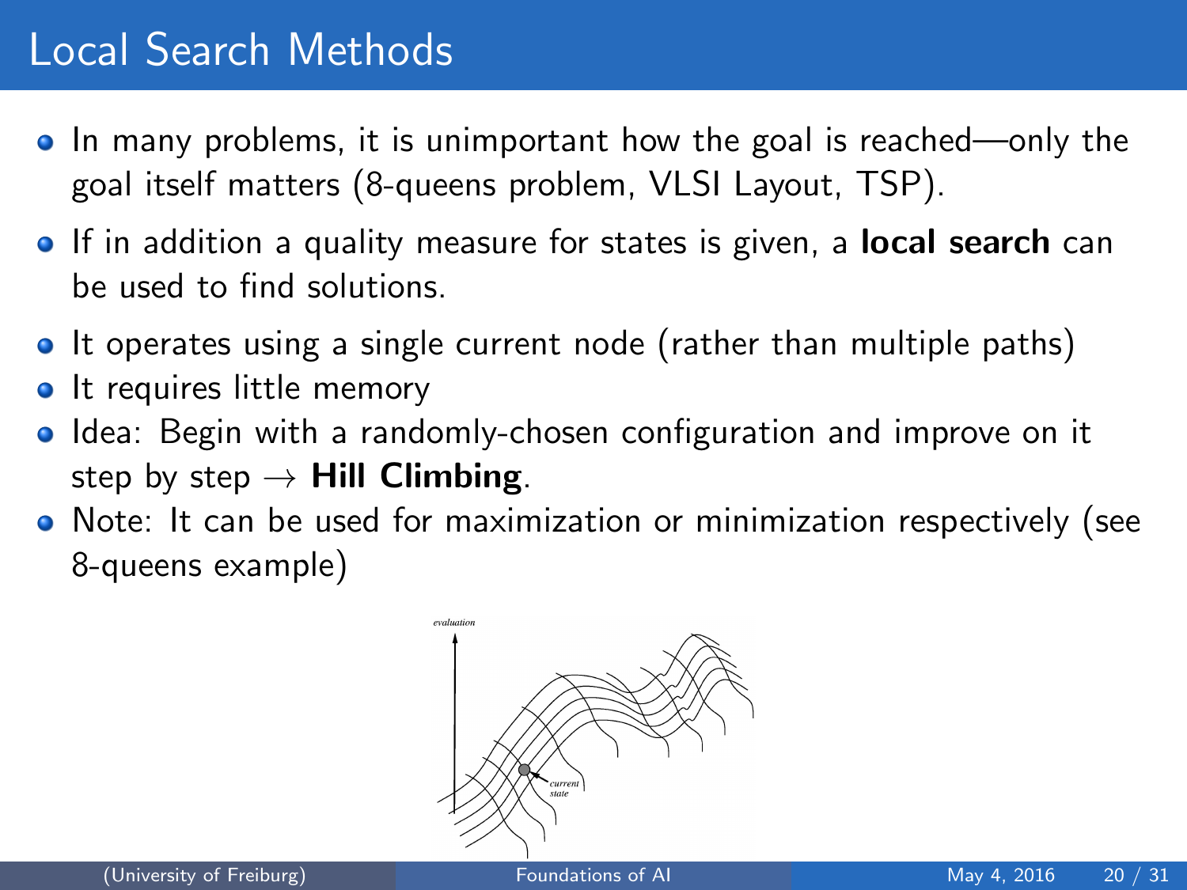# Local Search Methods

- In many problems, it is unimportant how the goal is reached—only the goal itself matters (8-queens problem, VLSI Layout, TSP).
- If in addition a quality measure for states is given, a **local search** can be used to find solutions.
- It operates using a single current node (rather than multiple paths)
- It requires little memory
- Idea: Begin with a randomly-chosen configuration and improve on it step by step → **Hill Climbing**.
- Note: It can be used for maximization or minimization respectively (see 8-queens example)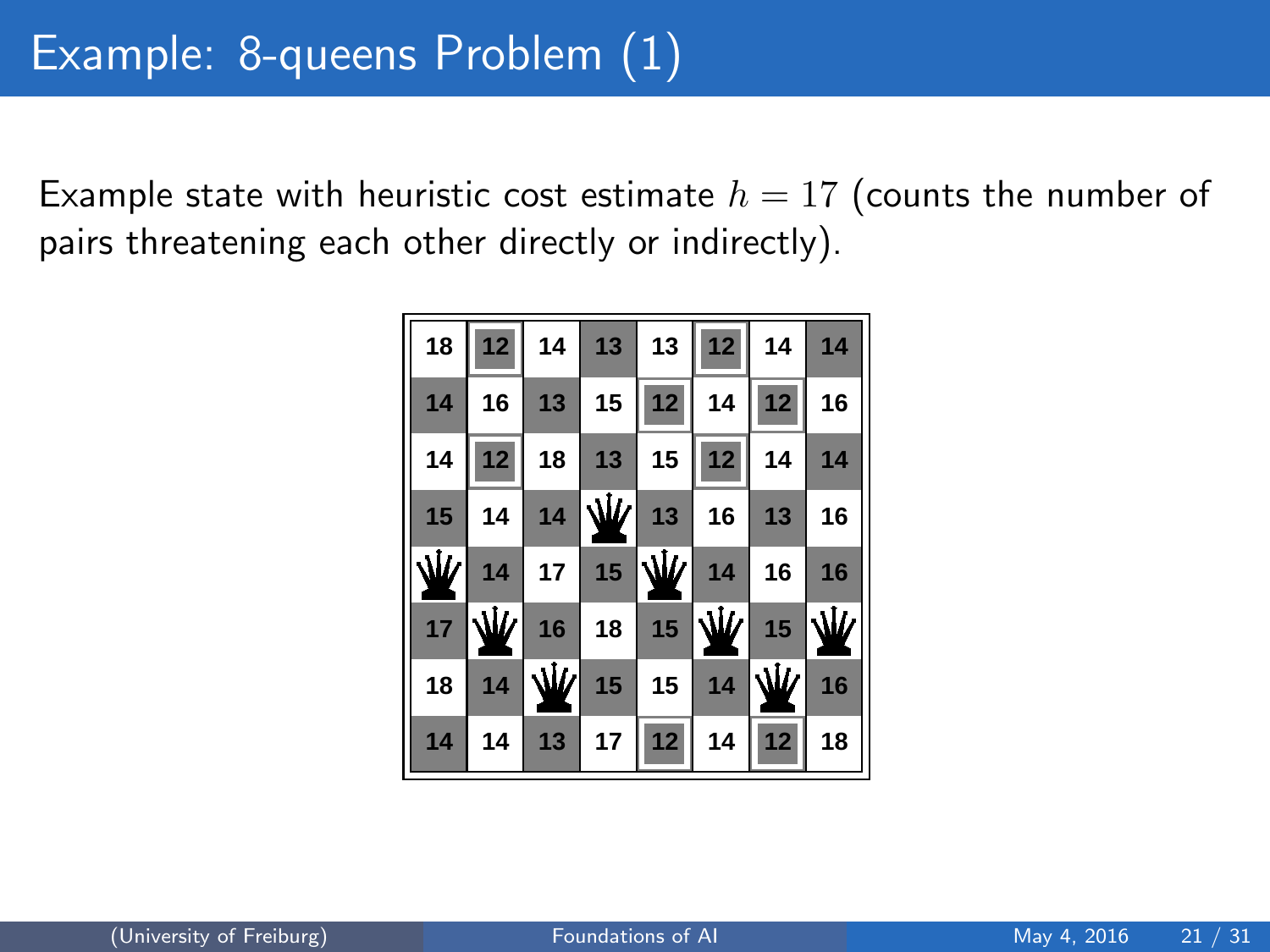# Example: 8-queens Problem (1)

Example state with heuristic cost estimate $h = 17$ (counts the number of pairs threatening each other directly or indirectly).

| | | | | | | | |
|---|---|---|---|---|---|---|---|
| 18 | 12 | 14 | 13 | 13 | 12 | 14 | 14 |
| 14 | 16 | 13 | 15 | 12 | 14 | 12 | 16 |
| 14 | 12 | 18 | 13 | 15 | 12 | 14 | 14 |
| 15 | 14 | 14 | ♛ | 13 | 16 | 13 | 16 |
| ♛ | 14 | 17 | 15 | ♛ | 14 | 16 | 16 |
| 17 | ♛ | 16 | 18 | 15 | ♛ | 15 | ♛ |
| 18 | 14 | ♛ | 15 | 15 | 14 | ♛ | 16 |
| 14 | 14 | 13 | 17 | 12 | 14 | 12 | 18 |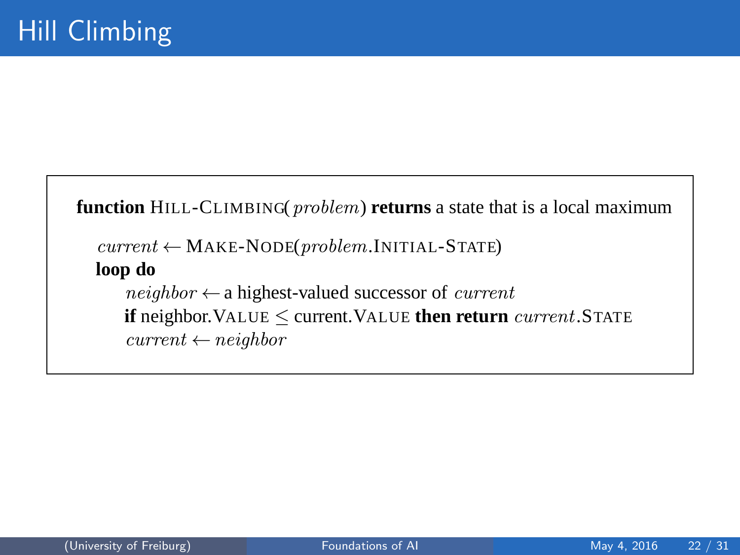# Hill Climbing

```
function HILL-CLIMBING(problem) returns a state that is a local maximum

  current ← MAKE-NODE(problem.INITIAL-STATE)
  loop do
     neighbor ← a highest-valued successor of current
     if neighbor.VALUE ≤ current.VALUE then return current.STATE
     current ← neighbor
```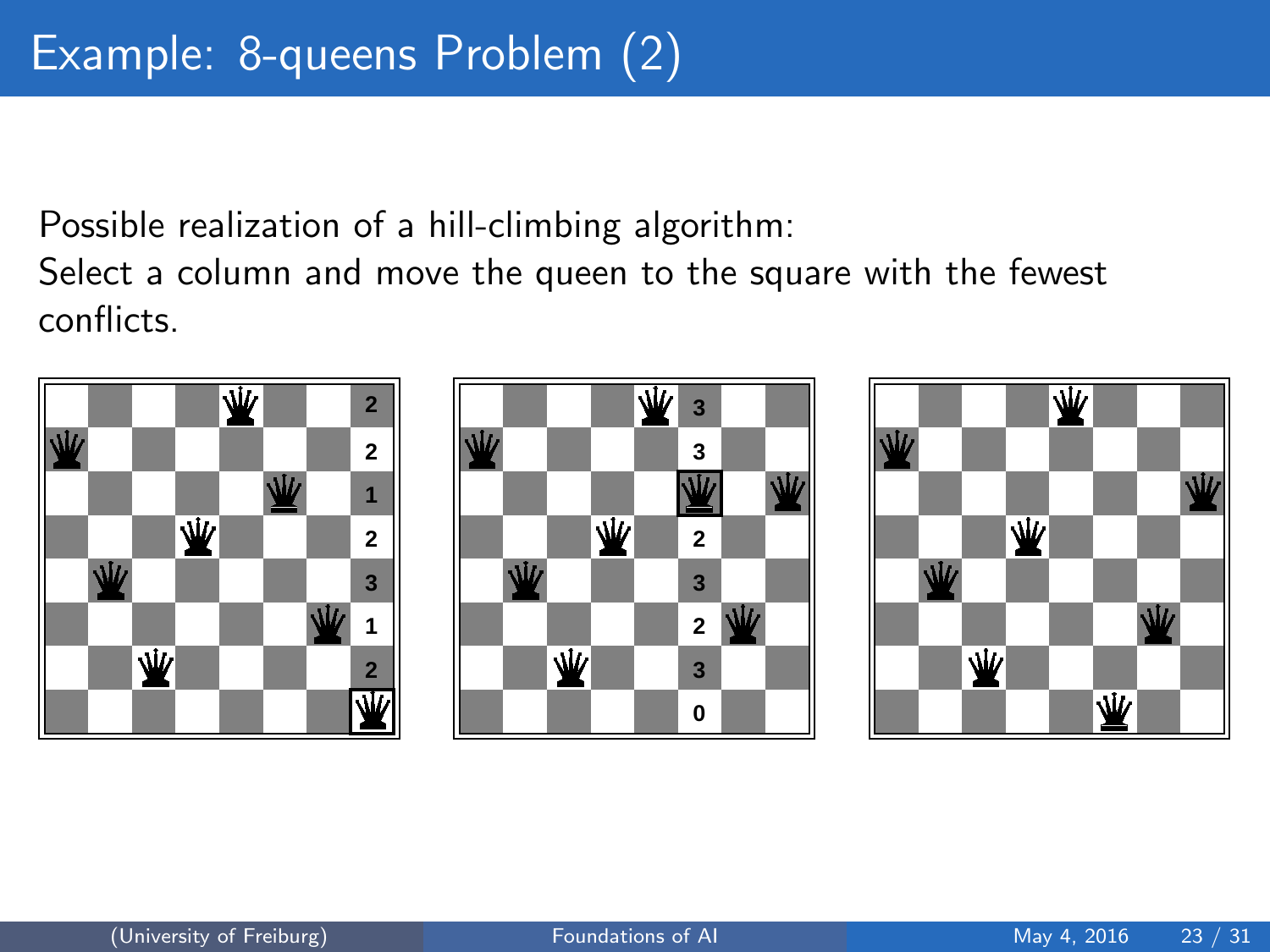# Example: 8-queens Problem (2)

Possible realization of a hill-climbing algorithm:
Select a column and move the queen to the square with the fewest conflicts.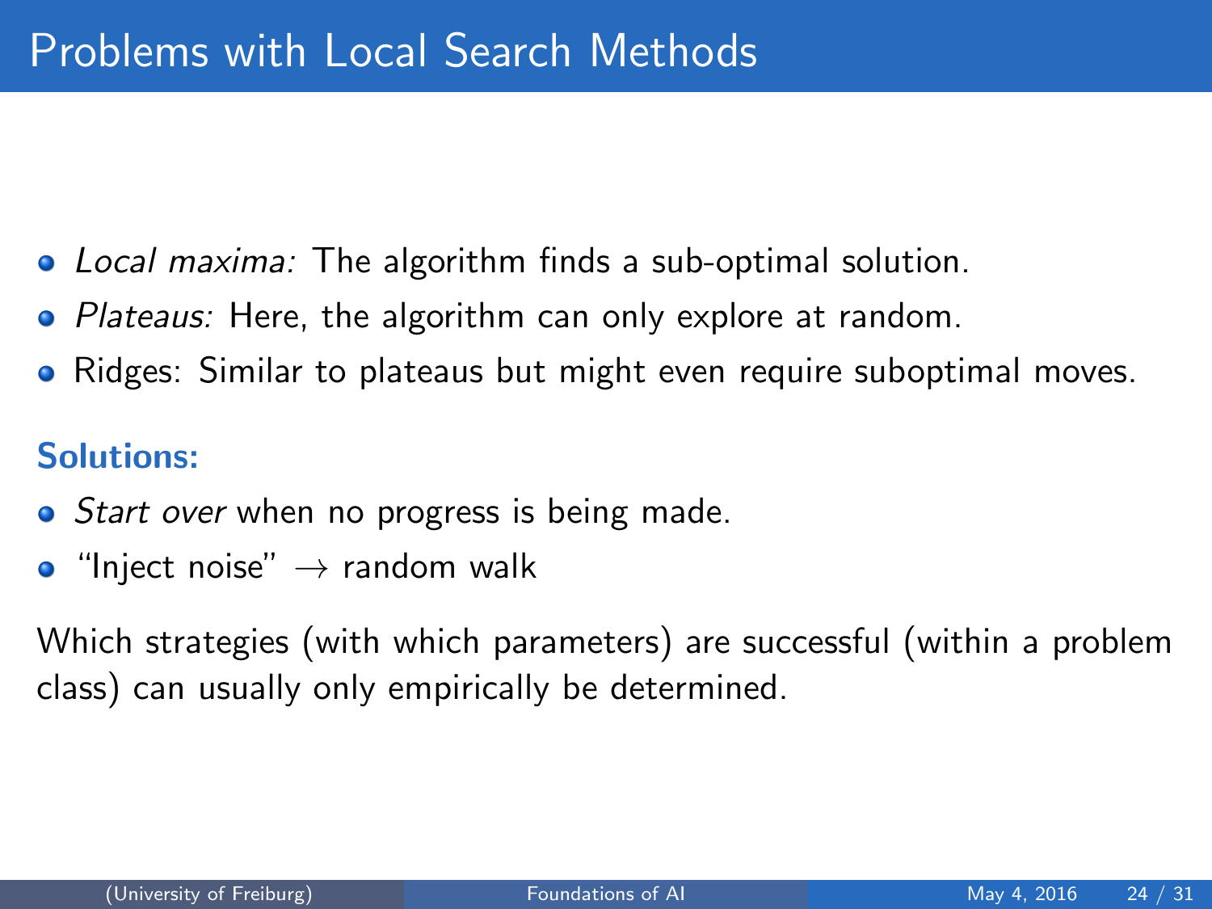# Problems with Local Search Methods

- *Local maxima:* The algorithm finds a sub-optimal solution.
- *Plateaus:* Here, the algorithm can only explore at random.
- Ridges: Similar to plateaus but might even require suboptimal moves.

**Solutions:**

- *Start over* when no progress is being made.
- "Inject noise" $\rightarrow$ random walk

Which strategies (with which parameters) are successful (within a problem class) can usually only empirically be determined.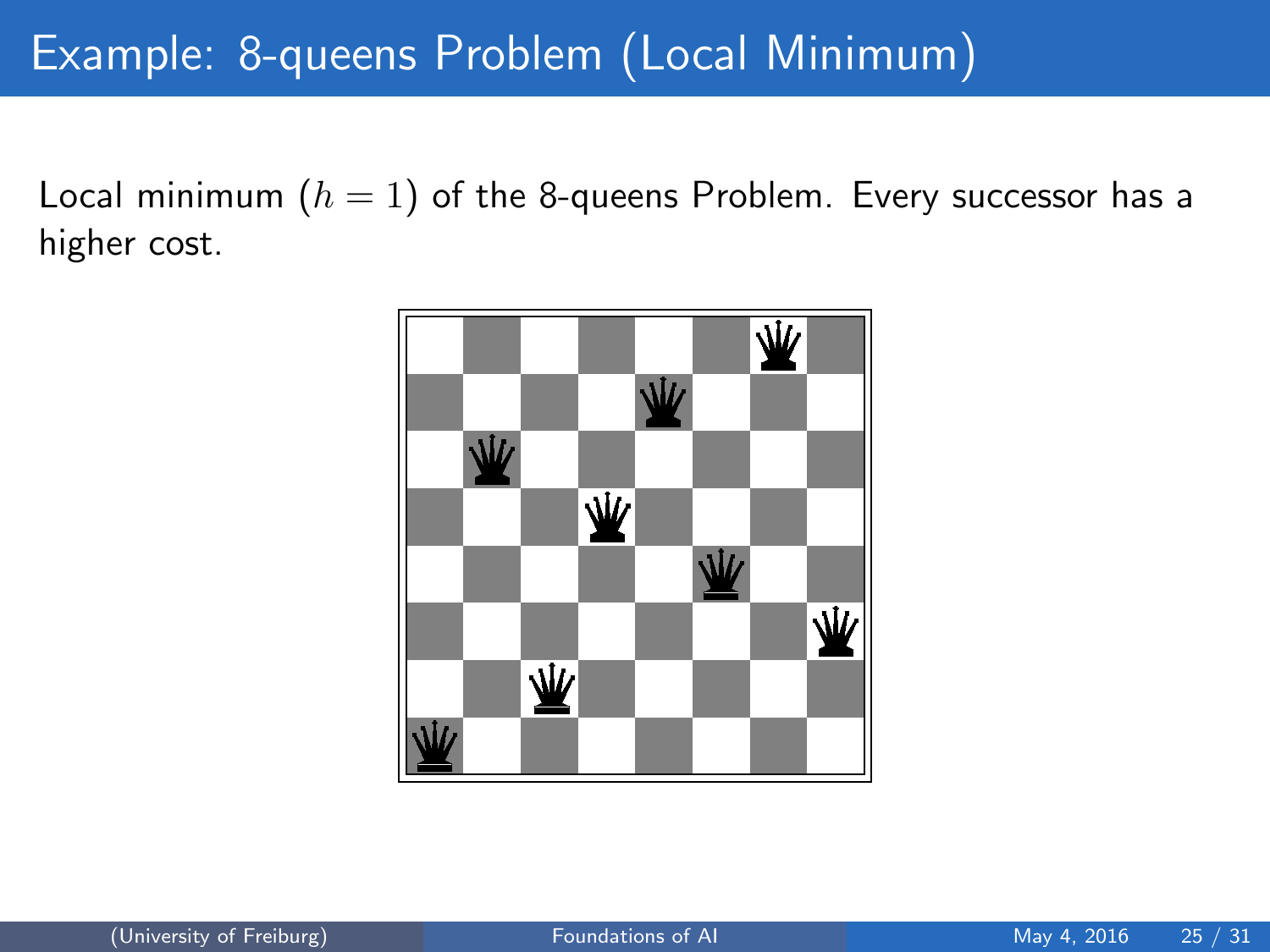# Example: 8-queens Problem (Local Minimum)

Local minimum ($h = 1$) of the 8-queens Problem. Every successor has a higher cost.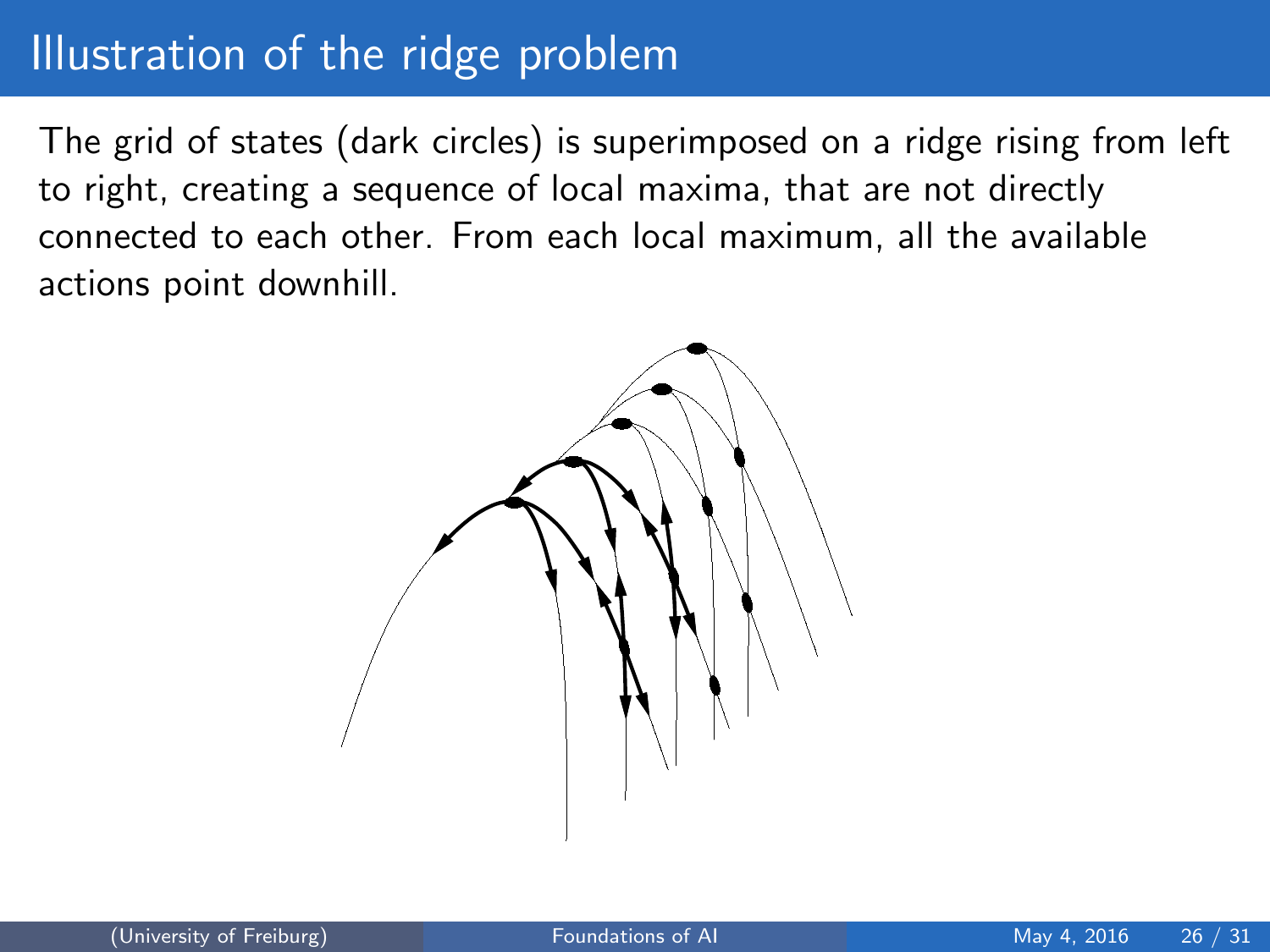# Illustration of the ridge problem

The grid of states (dark circles) is superimposed on a ridge rising from left to right, creating a sequence of local maxima, that are not directly connected to each other. From each local maximum, all the available actions point downhill.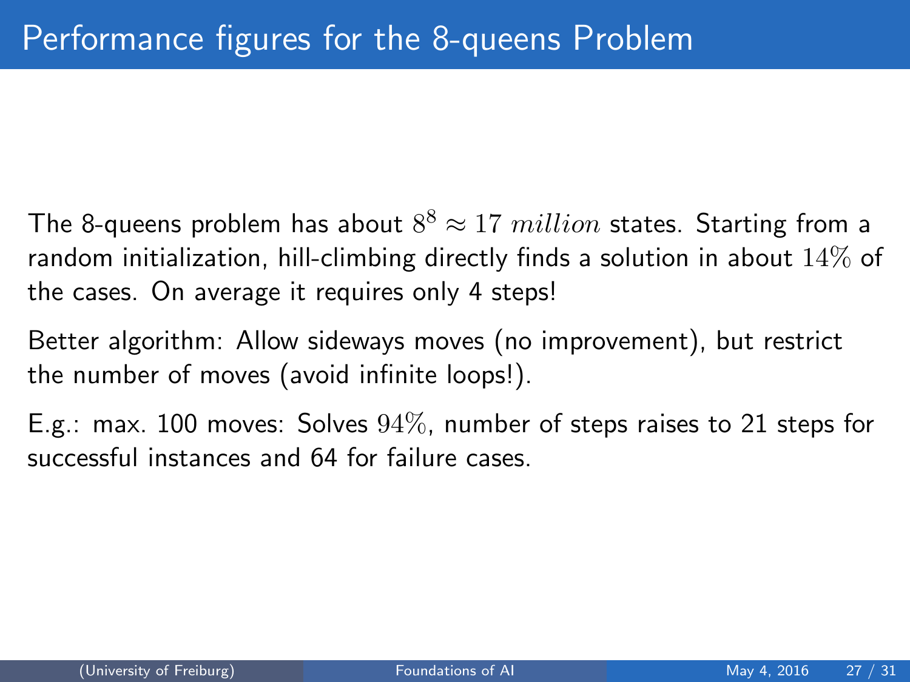# Performance figures for the 8-queens Problem

The 8-queens problem has about $8^8 \approx 17\ million$ states. Starting from a random initialization, hill-climbing directly finds a solution in about $14\%$ of the cases. On average it requires only 4 steps!

Better algorithm: Allow sideways moves (no improvement), but restrict the number of moves (avoid infinite loops!).

E.g.: max. 100 moves: Solves $94\%$, number of steps raises to 21 steps for successful instances and 64 for failure cases.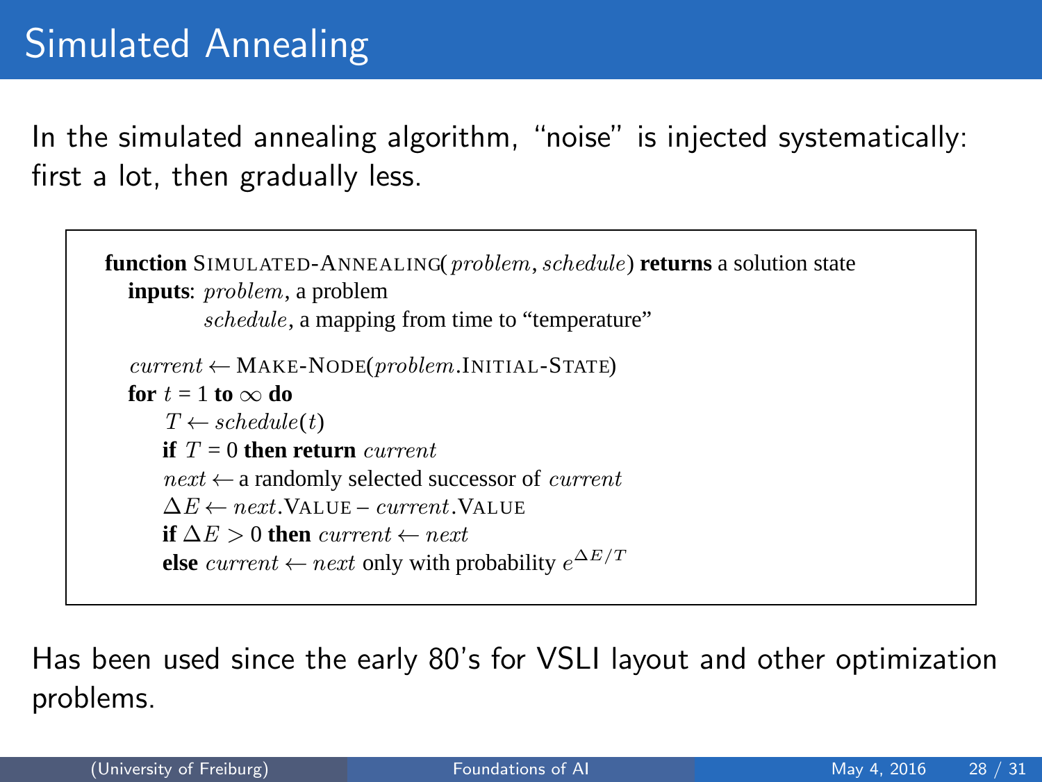# Simulated Annealing

In the simulated annealing algorithm, “noise” is injected systematically: first a lot, then gradually less.

```
function SIMULATED-ANNEALING(problem, schedule) returns a solution state
   inputs: problem, a problem
           schedule, a mapping from time to “temperature”

   current ← MAKE-NODE(problem.INITIAL-STATE)
   for t = 1 to ∞ do
       T ← schedule(t)
       if T = 0 then return current
       next ← a randomly selected successor of current
       ΔE ← next.VALUE – current.VALUE
       if ΔE > 0 then current ← next
       else current ← next only with probability e^(ΔE/T)
```

Has been used since the early 80’s for VSLI layout and other optimization problems.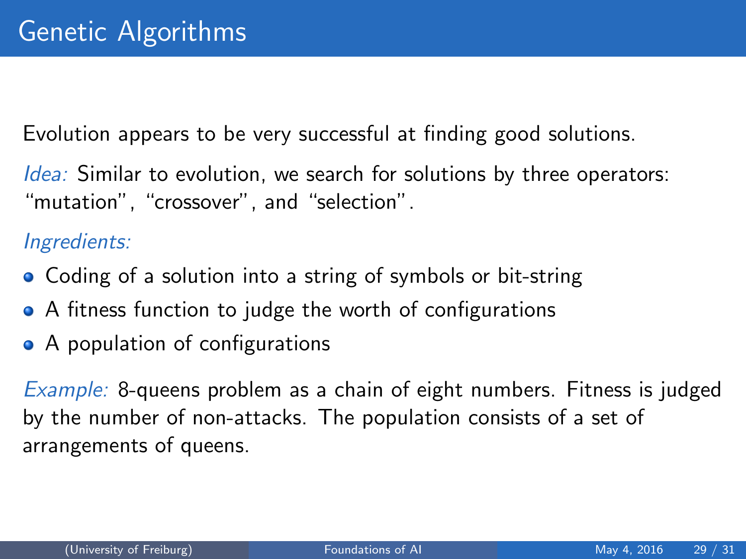# Genetic Algorithms

Evolution appears to be very successful at finding good solutions.

*Idea:* Similar to evolution, we search for solutions by three operators: “mutation”, “crossover”, and “selection”.

*Ingredients:*

- Coding of a solution into a string of symbols or bit-string
- A fitness function to judge the worth of configurations
- A population of configurations

*Example:* 8-queens problem as a chain of eight numbers. Fitness is judged by the number of non-attacks. The population consists of a set of arrangements of queens.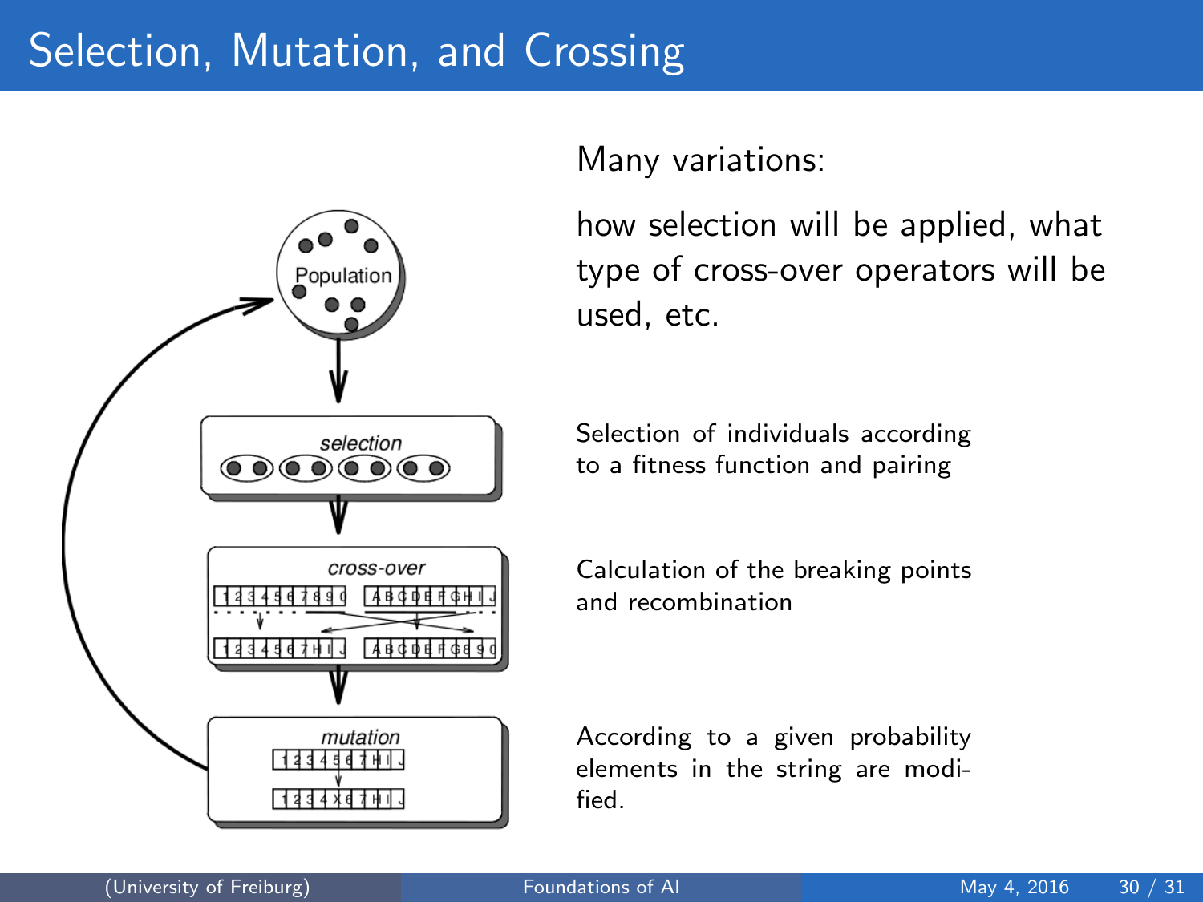# Selection, Mutation, and Crossing

Many variations:

how selection will be applied, what type of cross-over operators will be used, etc.

Selection of individuals according to a fitness function and pairing

Calculation of the breaking points and recombination

According to a given probability elements in the string are modified.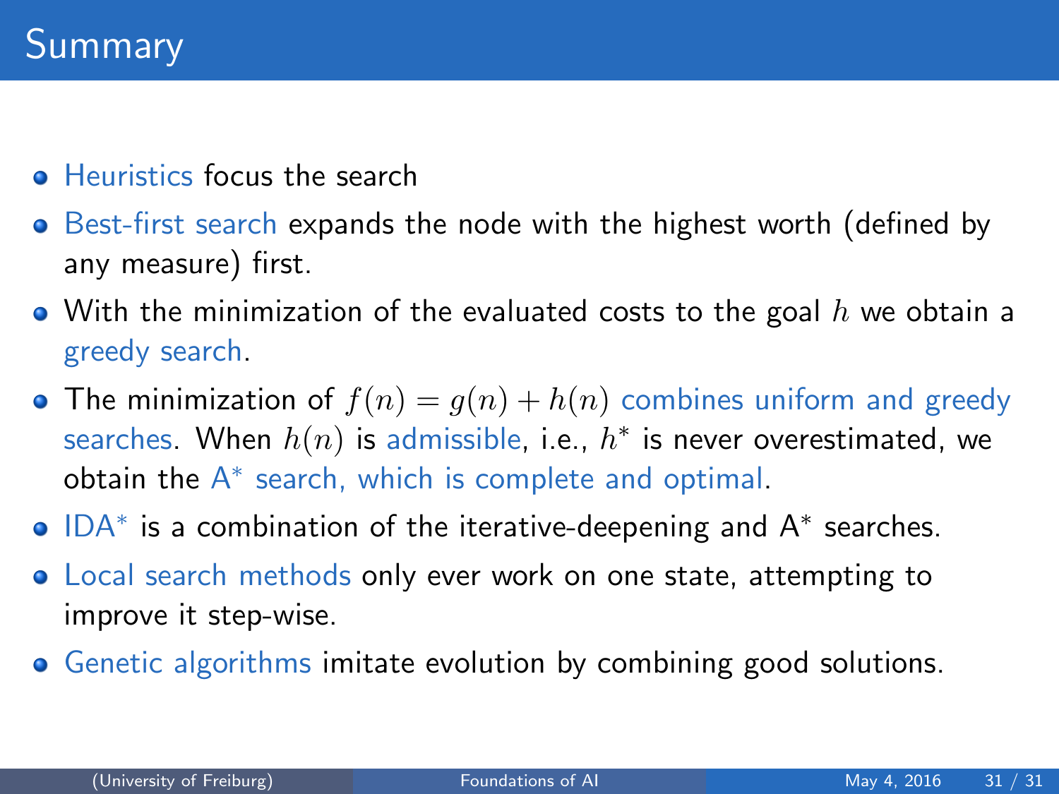# Summary

- Heuristics focus the search
- Best-first search expands the node with the highest worth (defined by any measure) first.
- With the minimization of the evaluated costs to the goal $h$ we obtain a greedy search.
- The minimization of $f(n) = g(n) + h(n)$ combines uniform and greedy searches. When $h(n)$ is admissible, i.e., $h^*$ is never overestimated, we obtain the A* search, which is complete and optimal.
- IDA* is a combination of the iterative-deepening and A* searches.
- Local search methods only ever work on one state, attempting to improve it step-wise.
- Genetic algorithms imitate evolution by combining good solutions.